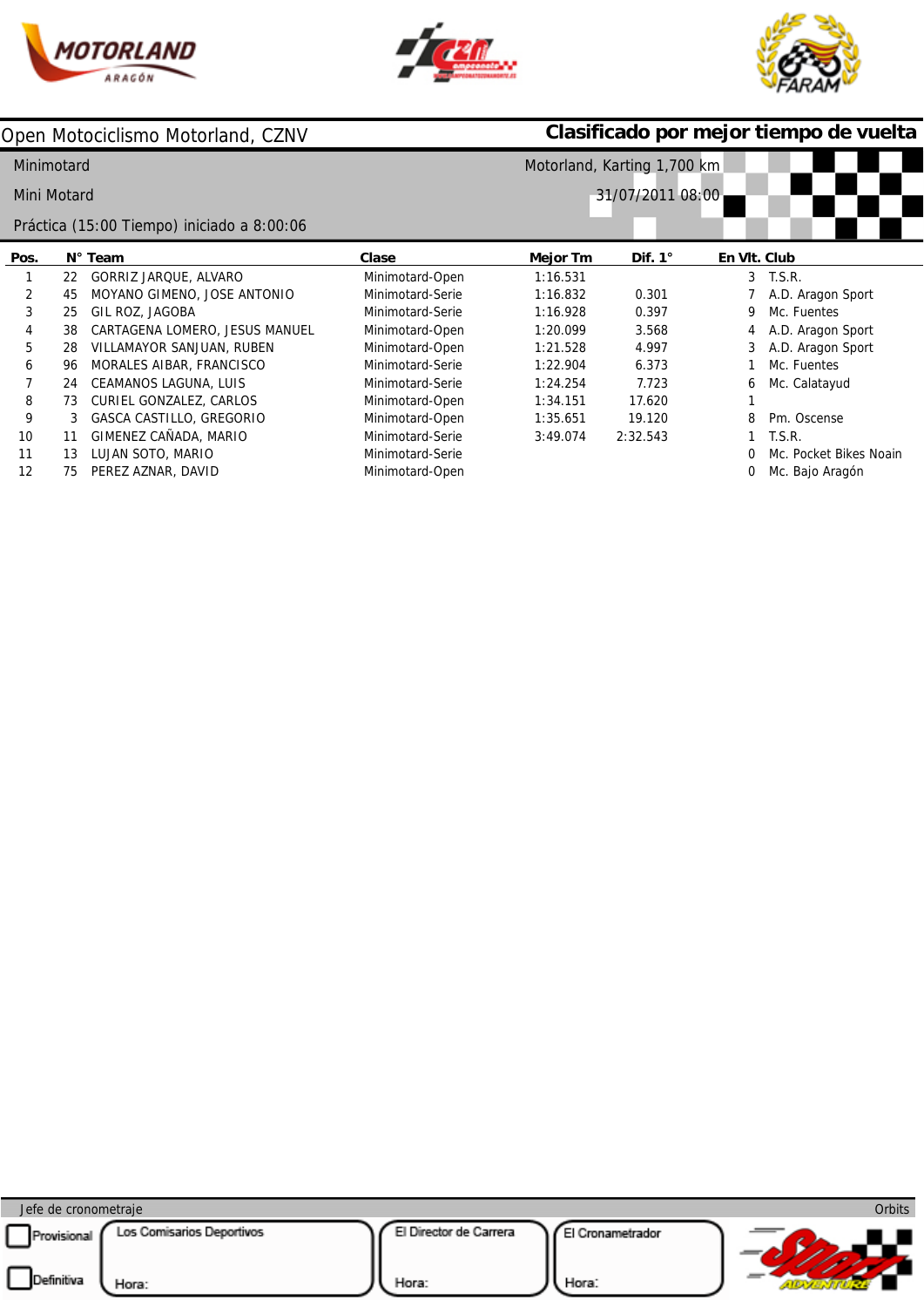Open Motociclismo Motorland, CZNV

**Clasificado por mejor tiempo de vuelta**

Minimotard

Mini Motard

Práctica (15:00 Tiempo) iniciado a 8:00:06

Motorland, Karting 1,700 km

31/07/2011 08:00

| Pos. | N° | Team | Clase | Mejor Tm | Dif. 1° | En Vlt. | Club |
|---|---|---|---|---|---|---|---|
| 1 | 22 | GORRIZ JARQUE, ALVARO | Minimotard-Open | 1:16.531 | | 3 | T.S.R. |
| 2 | 45 | MOYANO GIMENO, JOSE ANTONIO | Minimotard-Serie | 1:16.832 | 0.301 | 7 | A.D. Aragon Sport |
| 3 | 25 | GIL ROZ, JAGOBA | Minimotard-Serie | 1:16.928 | 0.397 | 9 | Mc. Fuentes |
| 4 | 38 | CARTAGENA LOMERO, JESUS MANUEL | Minimotard-Open | 1:20.099 | 3.568 | 4 | A.D. Aragon Sport |
| 5 | 28 | VILLAMAYOR SANJUAN, RUBEN | Minimotard-Open | 1:21.528 | 4.997 | 3 | A.D. Aragon Sport |
| 6 | 96 | MORALES AIBAR, FRANCISCO | Minimotard-Serie | 1:22.904 | 6.373 | 1 | Mc. Fuentes |
| 7 | 24 | CEAMANOS LAGUNA, LUIS | Minimotard-Serie | 1:24.254 | 7.723 | 6 | Mc. Calatayud |
| 8 | 73 | CURIEL GONZALEZ, CARLOS | Minimotard-Open | 1:34.151 | 17.620 | 1 | |
| 9 | 3 | GASCA CASTILLO, GREGORIO | Minimotard-Open | 1:35.651 | 19.120 | 8 | Pm. Oscense |
| 10 | 11 | GIMENEZ CAÑADA, MARIO | Minimotard-Serie | 3:49.074 | 2:32.543 | 1 | T.S.R. |
| 11 | 13 | LUJAN SOTO, MARIO | Minimotard-Serie | | | 0 | Mc. Pocket Bikes Noain |
| 12 | 75 | PEREZ AZNAR, DAVID | Minimotard-Open | | | 0 | Mc. Bajo Aragón |

Jefe de cronometraje — Orbits

Provisional — Definitiva

Los Comisarios Deportivos — Hora:

El Director de Carrera — Hora:

El Cronometrador — Hora: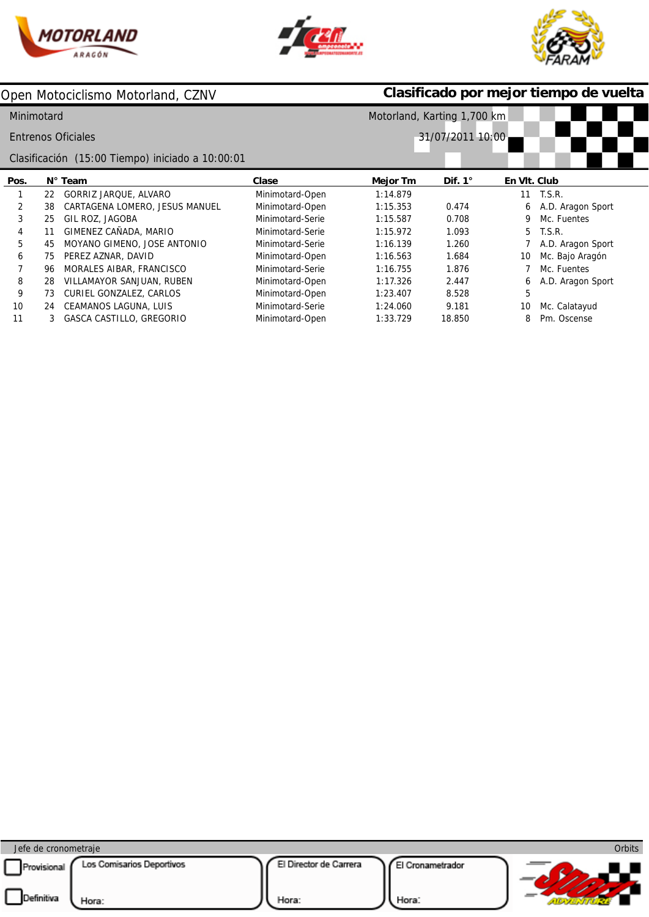Open Motociclismo Motorland, CZNV

**Clasificado por mejor tiempo de vuelta**

Minimotard — Motorland, Karting 1,700 km

Entrenos Oficiales — 31/07/2011 10:00

Clasificación (15:00 Tiempo) iniciado a 10:00:01

| Pos. | N° | Team | Clase | Mejor Tm | Dif. 1° | En Vlt. | Club |
|---|---|---|---|---|---|---|---|
| 1 | 22 | GORRIZ JARQUE, ALVARO | Minimotard-Open | 1:14.879 | | 11 | T.S.R. |
| 2 | 38 | CARTAGENA LOMERO, JESUS MANUEL | Minimotard-Open | 1:15.353 | 0.474 | 6 | A.D. Aragon Sport |
| 3 | 25 | GIL ROZ, JAGOBA | Minimotard-Serie | 1:15.587 | 0.708 | 9 | Mc. Fuentes |
| 4 | 11 | GIMENEZ CAÑADA, MARIO | Minimotard-Serie | 1:15.972 | 1.093 | 5 | T.S.R. |
| 5 | 45 | MOYANO GIMENO, JOSE ANTONIO | Minimotard-Serie | 1:16.139 | 1.260 | 7 | A.D. Aragon Sport |
| 6 | 75 | PEREZ AZNAR, DAVID | Minimotard-Open | 1:16.563 | 1.684 | 10 | Mc. Bajo Aragón |
| 7 | 96 | MORALES AIBAR, FRANCISCO | Minimotard-Serie | 1:16.755 | 1.876 | 7 | Mc. Fuentes |
| 8 | 28 | VILLAMAYOR SANJUAN, RUBEN | Minimotard-Open | 1:17.326 | 2.447 | 6 | A.D. Aragon Sport |
| 9 | 73 | CURIEL GONZALEZ, CARLOS | Minimotard-Open | 1:23.407 | 8.528 | 5 | |
| 10 | 24 | CEAMANOS LAGUNA, LUIS | Minimotard-Serie | 1:24.060 | 9.181 | 10 | Mc. Calatayud |
| 11 | 3 | GASCA CASTILLO, GREGORIO | Minimotard-Open | 1:33.729 | 18.850 | 8 | Pm. Oscense |

Jefe de cronometraje — Orbits

- [ ] Provisional
- [ ] Definitiva

| Los Comisarios Deportivos | El Director de Carrera | El Cronometrador |
|---|---|---|
| Hora: | Hora: | Hora: |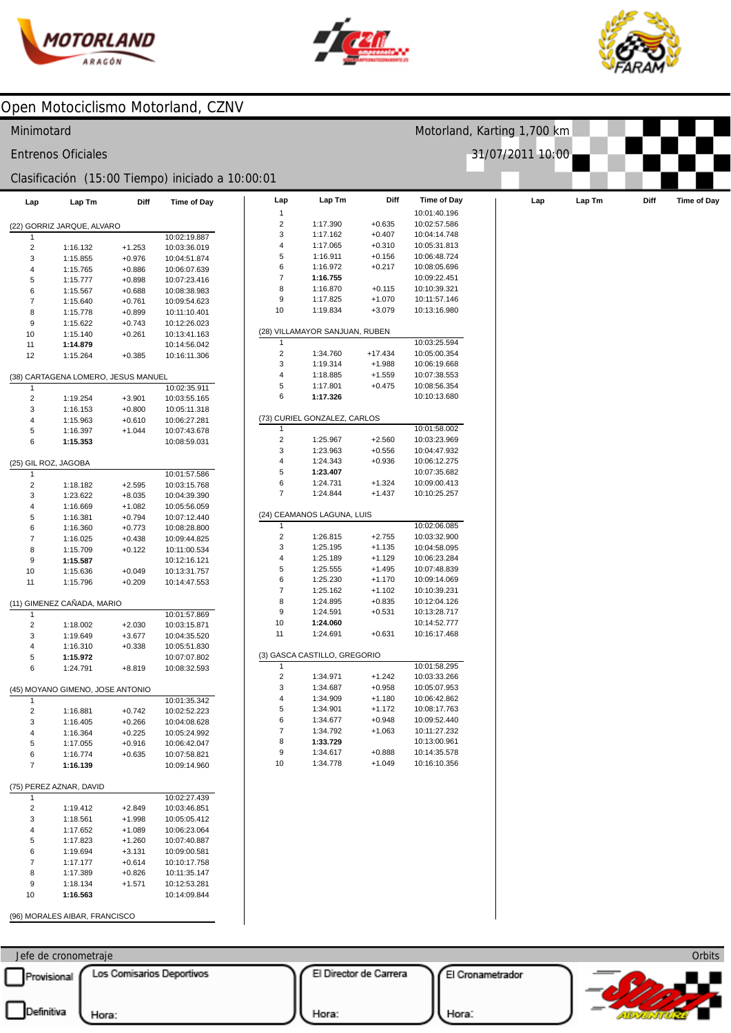# Open Motociclismo Motorland, CZNV

Minimotard — Motorland, Karting 1,700 km

Entrenos Oficiales — 31/07/2011 10:00

Clasificación (15:00 Tiempo) iniciado a 10:00:01

**(22) GORRIZ JARQUE, ALVARO**

| Lap | Lap Tm | Diff | Time of Day |
|---|---|---|---|
| 1 | | | 10:02:19.887 |
| 2 | 1:16.132 | +1.253 | 10:03:36.019 |
| 3 | 1:15.855 | +0.976 | 10:04:51.874 |
| 4 | 1:15.765 | +0.886 | 10:06:07.639 |
| 5 | 1:15.777 | +0.898 | 10:07:23.416 |
| 6 | 1:15.567 | +0.688 | 10:08:38.983 |
| 7 | 1:15.640 | +0.761 | 10:09:54.623 |
| 8 | 1:15.778 | +0.899 | 10:11:10.401 |
| 9 | 1:15.622 | +0.743 | 10:12:26.023 |
| 10 | 1:15.140 | +0.261 | 10:13:41.163 |
| 11 | **1:14.879** | | 10:14:56.042 |
| 12 | 1:15.264 | +0.385 | 10:16:11.306 |

**(38) CARTAGENA LOMERO, JESUS MANUEL**

| Lap | Lap Tm | Diff | Time of Day |
|---|---|---|---|
| 1 | | | 10:02:35.911 |
| 2 | 1:19.254 | +3.901 | 10:03:55.165 |
| 3 | 1:16.153 | +0.800 | 10:05:11.318 |
| 4 | 1:15.963 | +0.610 | 10:06:27.281 |
| 5 | 1:16.397 | +1.044 | 10:07:43.678 |
| 6 | **1:15.353** | | 10:08:59.031 |

**(25) GIL ROZ, JAGOBA**

| Lap | Lap Tm | Diff | Time of Day |
|---|---|---|---|
| 1 | | | 10:01:57.586 |
| 2 | 1:18.182 | +2.595 | 10:03:15.768 |
| 3 | 1:23.622 | +8.035 | 10:04:39.390 |
| 4 | 1:16.669 | +1.082 | 10:05:56.059 |
| 5 | 1:16.381 | +0.794 | 10:07:12.440 |
| 6 | 1:16.360 | +0.773 | 10:08:28.800 |
| 7 | 1:16.025 | +0.438 | 10:09:44.825 |
| 8 | 1:15.709 | +0.122 | 10:11:00.534 |
| 9 | **1:15.587** | | 10:12:16.121 |
| 10 | 1:15.636 | +0.049 | 10:13:31.757 |
| 11 | 1:15.796 | +0.209 | 10:14:47.553 |

**(11) GIMENEZ CAÑADA, MARIO**

| Lap | Lap Tm | Diff | Time of Day |
|---|---|---|---|
| 1 | | | 10:01:57.869 |
| 2 | 1:18.002 | +2.030 | 10:03:15.871 |
| 3 | 1:19.649 | +3.677 | 10:04:35.520 |
| 4 | 1:16.310 | +0.338 | 10:05:51.830 |
| 5 | **1:15.972** | | 10:07:07.802 |
| 6 | 1:24.791 | +8.819 | 10:08:32.593 |

**(45) MOYANO GIMENO, JOSE ANTONIO**

| Lap | Lap Tm | Diff | Time of Day |
|---|---|---|---|
| 1 | | | 10:01:35.342 |
| 2 | 1:16.881 | +0.742 | 10:02:52.223 |
| 3 | 1:16.405 | +0.266 | 10:04:08.628 |
| 4 | 1:16.364 | +0.225 | 10:05:24.992 |
| 5 | 1:17.055 | +0.916 | 10:06:42.047 |
| 6 | 1:16.774 | +0.635 | 10:07:58.821 |
| 7 | **1:16.139** | | 10:09:14.960 |

**(75) PEREZ AZNAR, DAVID**

| Lap | Lap Tm | Diff | Time of Day |
|---|---|---|---|
| 1 | | | 10:02:27.439 |
| 2 | 1:19.412 | +2.849 | 10:03:46.851 |
| 3 | 1:18.561 | +1.998 | 10:05:05.412 |
| 4 | 1:17.652 | +1.089 | 10:06:23.064 |
| 5 | 1:17.823 | +1.260 | 10:07:40.887 |
| 6 | 1:19.694 | +3.131 | 10:09:00.581 |
| 7 | 1:17.177 | +0.614 | 10:10:17.758 |
| 8 | 1:17.389 | +0.826 | 10:11:35.147 |
| 9 | 1:18.134 | +1.571 | 10:12:53.281 |
| 10 | **1:16.563** | | 10:14:09.844 |

**(96) MORALES AIBAR, FRANCISCO**

| Lap | Lap Tm | Diff | Time of Day |
|---|---|---|---|
| 1 | | | 10:01:40.196 |
| 2 | 1:17.390 | +0.635 | 10:02:57.586 |
| 3 | 1:17.162 | +0.407 | 10:04:14.748 |
| 4 | 1:17.065 | +0.310 | 10:05:31.813 |
| 5 | 1:16.911 | +0.156 | 10:06:48.724 |
| 6 | 1:16.972 | +0.217 | 10:08:05.696 |
| 7 | **1:16.755** | | 10:09:22.451 |
| 8 | 1:16.870 | +0.115 | 10:10:39.321 |
| 9 | 1:17.825 | +1.070 | 10:11:57.146 |
| 10 | 1:19.834 | +3.079 | 10:13:16.980 |

**(28) VILLAMAYOR SANJUAN, RUBEN**

| Lap | Lap Tm | Diff | Time of Day |
|---|---|---|---|
| 1 | | | 10:03:25.594 |
| 2 | 1:34.760 | +17.434 | 10:05:00.354 |
| 3 | 1:19.314 | +1.988 | 10:06:19.668 |
| 4 | 1:18.885 | +1.559 | 10:07:38.553 |
| 5 | 1:17.801 | +0.475 | 10:08:56.354 |
| 6 | **1:17.326** | | 10:10:13.680 |

**(73) CURIEL GONZALEZ, CARLOS**

| Lap | Lap Tm | Diff | Time of Day |
|---|---|---|---|
| 1 | | | 10:01:58.002 |
| 2 | 1:25.967 | +2.560 | 10:03:23.969 |
| 3 | 1:23.963 | +0.556 | 10:04:47.932 |
| 4 | 1:24.343 | +0.936 | 10:06:12.275 |
| 5 | **1:23.407** | | 10:07:35.682 |
| 6 | 1:24.731 | +1.324 | 10:09:00.413 |
| 7 | 1:24.844 | +1.437 | 10:10:25.257 |

**(24) CEAMANOS LAGUNA, LUIS**

| Lap | Lap Tm | Diff | Time of Day |
|---|---|---|---|
| 1 | | | 10:02:06.085 |
| 2 | 1:26.815 | +2.755 | 10:03:32.900 |
| 3 | 1:25.195 | +1.135 | 10:04:58.095 |
| 4 | 1:25.189 | +1.129 | 10:06:23.284 |
| 5 | 1:25.555 | +1.495 | 10:07:48.839 |
| 6 | 1:25.230 | +1.170 | 10:09:14.069 |
| 7 | 1:25.162 | +1.102 | 10:10:39.231 |
| 8 | 1:24.895 | +0.835 | 10:12:04.126 |
| 9 | 1:24.591 | +0.531 | 10:13:28.717 |
| 10 | **1:24.060** | | 10:14:52.777 |
| 11 | 1:24.691 | +0.631 | 10:16:17.468 |

**(3) GASCA CASTILLO, GREGORIO**

| Lap | Lap Tm | Diff | Time of Day |
|---|---|---|---|
| 1 | | | 10:01:58.295 |
| 2 | 1:34.971 | +1.242 | 10:03:33.266 |
| 3 | 1:34.687 | +0.958 | 10:05:07.953 |
| 4 | 1:34.909 | +1.180 | 10:06:42.862 |
| 5 | 1:34.901 | +1.172 | 10:08:17.763 |
| 6 | 1:34.677 | +0.948 | 10:09:52.440 |
| 7 | 1:34.792 | +1.063 | 10:11:27.232 |
| 8 | **1:33.729** | | 10:13:00.961 |
| 9 | 1:34.617 | +0.888 | 10:14:35.578 |
| 10 | 1:34.778 | +1.049 | 10:16:10.356 |

Jefe de cronometraje — Orbits

☐ Provisional ☐ Definitiva

Los Comisarios Deportivos — Hora:

El Director de Carrera — Hora:

El Cronometrador — Hora: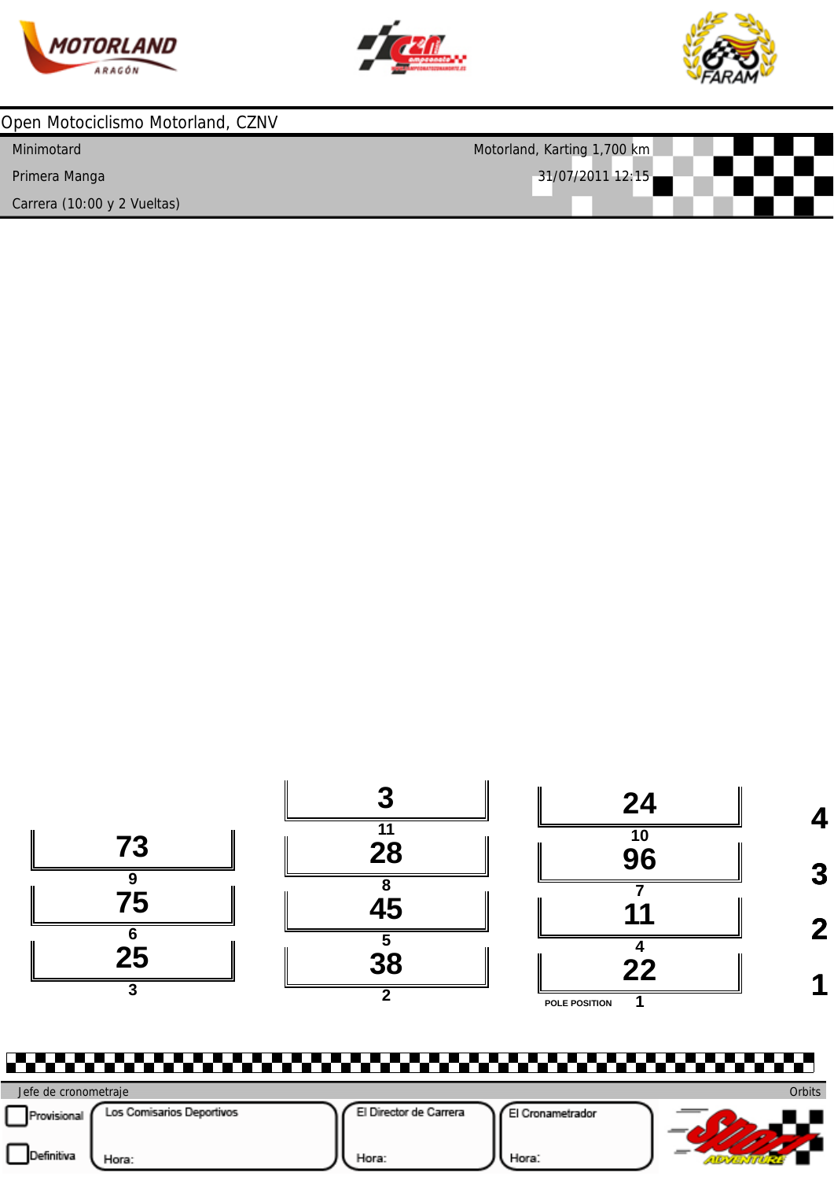Open Motociclismo Motorland, CZNV

| | |
|---|---|
| Minimotard | Motorland, Karting 1,700 km |
| Primera Manga | 31/07/2011 12:15 |
| Carrera (10:00 y 2 Vueltas) | |

| Fila | | | |
|---|---|---|---|
| 4 | | **3** (11) | **24** (10) |
| 3 | **73** (9) | **28** (8) | **96** (7) |
| 2 | **75** (6) | **45** (5) | **11** (4) |
| 1 | **25** (3) | **38** (2) | **22** (1) POLE POSITION |

Jefe de cronometraje — Orbits

☐ Provisional
☐ Definitiva

| Los Comisarios Deportivos | El Director de Carrera | El Cronametrador |
|---|---|---|
| Hora: | Hora: | Hora: |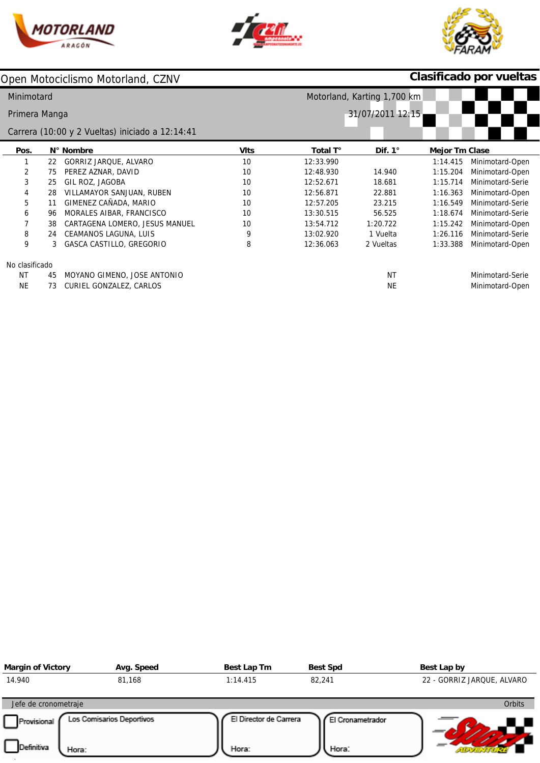Open Motociclismo Motorland, CZNV

**Clasificado por vueltas**

Minimotard — Motorland, Karting 1,700 km

Primera Manga — 31/07/2011 12:15

Carrera (10:00 y 2 Vueltas) iniciado a 12:14:41

| Pos. | N° | Nombre | Vlts | Total T° | Dif. 1° | Mejor Tm | Clase |
|---|---|---|---|---|---|---|---|
| 1 | 22 | GORRIZ JARQUE, ALVARO | 10 | 12:33.990 | | 1:14.415 | Minimotard-Open |
| 2 | 75 | PEREZ AZNAR, DAVID | 10 | 12:48.930 | 14.940 | 1:15.204 | Minimotard-Open |
| 3 | 25 | GIL ROZ, JAGOBA | 10 | 12:52.671 | 18.681 | 1:15.714 | Minimotard-Serie |
| 4 | 28 | VILLAMAYOR SANJUAN, RUBEN | 10 | 12:56.871 | 22.881 | 1:16.363 | Minimotard-Open |
| 5 | 11 | GIMENEZ CAÑADA, MARIO | 10 | 12:57.205 | 23.215 | 1:16.549 | Minimotard-Serie |
| 6 | 96 | MORALES AIBAR, FRANCISCO | 10 | 13:30.515 | 56.525 | 1:18.674 | Minimotard-Serie |
| 7 | 38 | CARTAGENA LOMERO, JESUS MANUEL | 10 | 13:54.712 | 1:20.722 | 1:15.242 | Minimotard-Open |
| 8 | 24 | CEAMANOS LAGUNA, LUIS | 9 | 13:02.920 | 1 Vuelta | 1:26.116 | Minimotard-Serie |
| 9 | 3 | GASCA CASTILLO, GREGORIO | 8 | 12:36.063 | 2 Vueltas | 1:33.388 | Minimotard-Open |

No clasificado

| Pos. | N° | Nombre | Vlts | Total T° | Dif. 1° | Mejor Tm | Clase |
|---|---|---|---|---|---|---|---|
| NT | 45 | MOYANO GIMENO, JOSE ANTONIO | | | NT | | Minimotard-Serie |
| NE | 73 | CURIEL GONZALEZ, CARLOS | | | NE | | Minimotard-Open |

| Margin of Victory | Avg. Speed | Best Lap Tm | Best Spd | Best Lap by |
|---|---|---|---|---|
| 14.940 | 81,168 | 1:14.415 | 82,241 | 22 - GORRIZ JARQUE, ALVARO |

Jefe de cronometraje — Orbits

Provisional / Definitiva

Los Comisarios Deportivos — Hora:

El Director de Carrera — Hora:

El Cronometrador — Hora: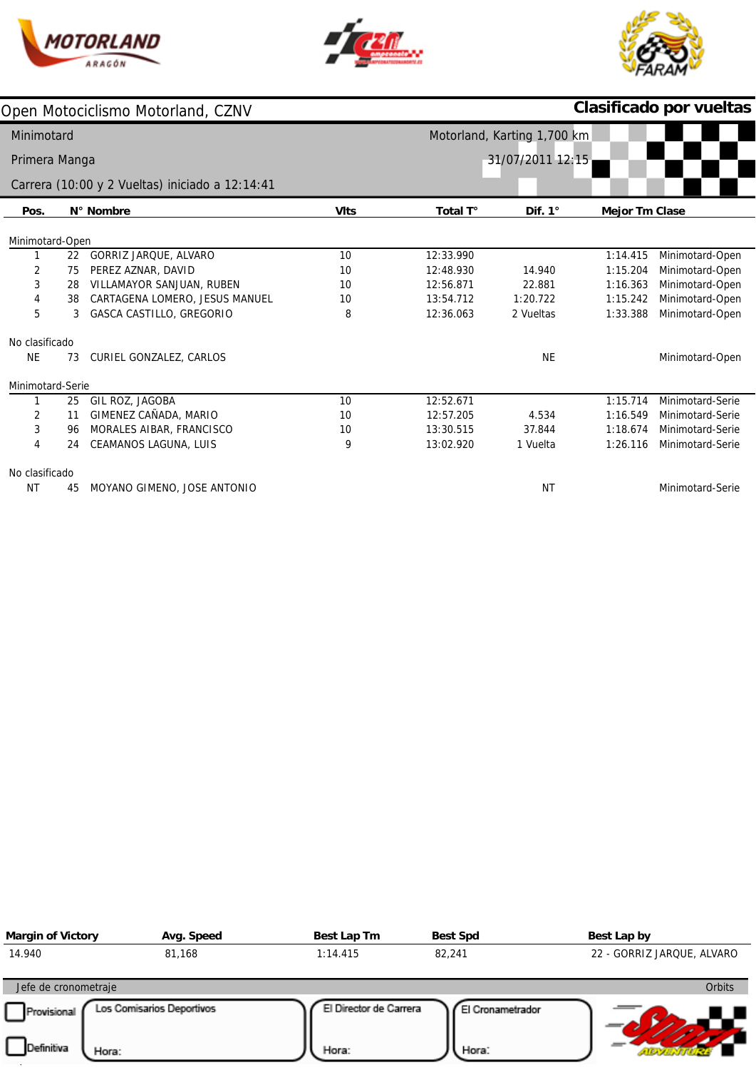# Open Motociclismo Motorland, CZNV

**Clasificado por vueltas**

Minimotard

Motorland, Karting 1,700 km

Primera Manga

31/07/2011 12:15

Carrera (10:00 y 2 Vueltas) iniciado a 12:14:41

| Pos. | N° | Nombre | Vlts | Total T° | Dif. 1° | Mejor Tm | Clase |
|---|---|---|---|---|---|---|---|
| **Minimotard-Open** | | | | | | | |
| 1 | 22 | GORRIZ JARQUE, ALVARO | 10 | 12:33.990 | | 1:14.415 | Minimotard-Open |
| 2 | 75 | PEREZ AZNAR, DAVID | 10 | 12:48.930 | 14.940 | 1:15.204 | Minimotard-Open |
| 3 | 28 | VILLAMAYOR SANJUAN, RUBEN | 10 | 12:56.871 | 22.881 | 1:16.363 | Minimotard-Open |
| 4 | 38 | CARTAGENA LOMERO, JESUS MANUEL | 10 | 13:54.712 | 1:20.722 | 1:15.242 | Minimotard-Open |
| 5 | 3 | GASCA CASTILLO, GREGORIO | 8 | 12:36.063 | 2 Vueltas | 1:33.388 | Minimotard-Open |
| **No clasificado** | | | | | | | |
| NE | 73 | CURIEL GONZALEZ, CARLOS | | | NE | | Minimotard-Open |
| **Minimotard-Serie** | | | | | | | |
| 1 | 25 | GIL ROZ, JAGOBA | 10 | 12:52.671 | | 1:15.714 | Minimotard-Serie |
| 2 | 11 | GIMENEZ CAÑADA, MARIO | 10 | 12:57.205 | 4.534 | 1:16.549 | Minimotard-Serie |
| 3 | 96 | MORALES AIBAR, FRANCISCO | 10 | 13:30.515 | 37.844 | 1:18.674 | Minimotard-Serie |
| 4 | 24 | CEAMANOS LAGUNA, LUIS | 9 | 13:02.920 | 1 Vuelta | 1:26.116 | Minimotard-Serie |
| **No clasificado** | | | | | | | |
| NT | 45 | MOYANO GIMENO, JOSE ANTONIO | | | NT | | Minimotard-Serie |

| Margin of Victory | Avg. Speed | Best Lap Tm | Best Spd | Best Lap by |
|---|---|---|---|---|
| 14.940 | 81,168 | 1:14.415 | 82,241 | 22 - GORRIZ JARQUE, ALVARO |

Jefe de cronometraje — Orbits

☐ Provisional ☐ Definitiva

Los Comisarios Deportivos — Hora:

El Director de Carrera — Hora:

El Cronometrador — Hora: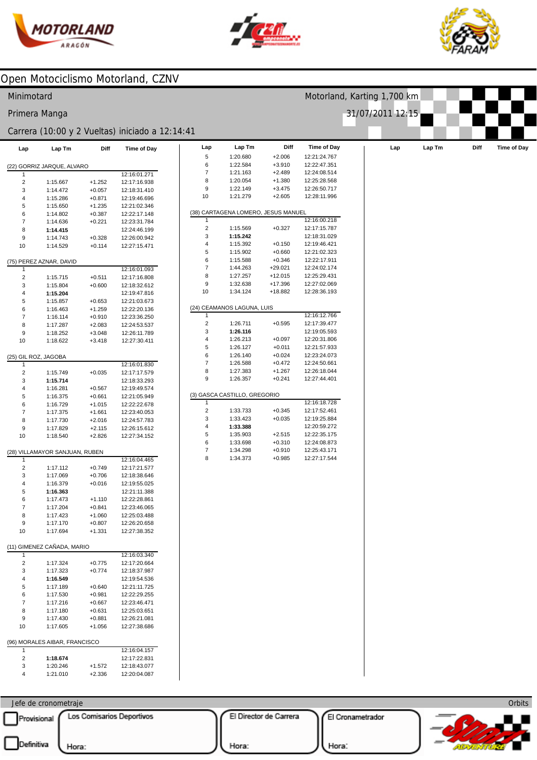# Open Motociclismo Motorland, CZNV

Minimotard — Motorland, Karting 1,700 km

Primera Manga — 31/07/2011 12:15

Carrera (10:00 y 2 Vueltas) iniciado a 12:14:41

**(22) GORRIZ JARQUE, ALVARO**

| Lap | Lap Tm | Diff | Time of Day |
|---|---|---|---|
| 1 | | | 12:16:01.271 |
| 2 | 1:15.667 | +1.252 | 12:17:16.938 |
| 3 | 1:14.472 | +0.057 | 12:18:31.410 |
| 4 | 1:15.286 | +0.871 | 12:19:46.696 |
| 5 | 1:15.650 | +1.235 | 12:21:02.346 |
| 6 | 1:14.802 | +0.387 | 12:22:17.148 |
| 7 | 1:14.636 | +0.221 | 12:23:31.784 |
| 8 | **1:14.415** | | 12:24:46.199 |
| 9 | 1:14.743 | +0.328 | 12:26:00.942 |
| 10 | 1:14.529 | +0.114 | 12:27:15.471 |

**(75) PEREZ AZNAR, DAVID**

| Lap | Lap Tm | Diff | Time of Day |
|---|---|---|---|
| 1 | | | 12:16:01.093 |
| 2 | 1:15.715 | +0.511 | 12:17:16.808 |
| 3 | 1:15.804 | +0.600 | 12:18:32.612 |
| 4 | **1:15.204** | | 12:19:47.816 |
| 5 | 1:15.857 | +0.653 | 12:21:03.673 |
| 6 | 1:16.463 | +1.259 | 12:22:20.136 |
| 7 | 1:16.114 | +0.910 | 12:23:36.250 |
| 8 | 1:17.287 | +2.083 | 12:24:53.537 |
| 9 | 1:18.252 | +3.048 | 12:26:11.789 |
| 10 | 1:18.622 | +3.418 | 12:27:30.411 |

**(25) GIL ROZ, JAGOBA**

| Lap | Lap Tm | Diff | Time of Day |
|---|---|---|---|
| 1 | | | 12:16:01.830 |
| 2 | 1:15.749 | +0.035 | 12:17:17.579 |
| 3 | **1:15.714** | | 12:18:33.293 |
| 4 | 1:16.281 | +0.567 | 12:19:49.574 |
| 5 | 1:16.375 | +0.661 | 12:21:05.949 |
| 6 | 1:16.729 | +1.015 | 12:22:22.678 |
| 7 | 1:17.375 | +1.661 | 12:23:40.053 |
| 8 | 1:17.730 | +2.016 | 12:24:57.783 |
| 9 | 1:17.829 | +2.115 | 12:26:15.612 |
| 10 | 1:18.540 | +2.826 | 12:27:34.152 |

**(28) VILLAMAYOR SANJUAN, RUBEN**

| Lap | Lap Tm | Diff | Time of Day |
|---|---|---|---|
| 1 | | | 12:16:04.465 |
| 2 | 1:17.112 | +0.749 | 12:17:21.577 |
| 3 | 1:17.069 | +0.706 | 12:18:38.646 |
| 4 | 1:16.379 | +0.016 | 12:19:55.025 |
| 5 | **1:16.363** | | 12:21:11.388 |
| 6 | 1:17.473 | +1.110 | 12:22:28.861 |
| 7 | 1:17.204 | +0.841 | 12:23:46.065 |
| 8 | 1:17.423 | +1.060 | 12:25:03.488 |
| 9 | 1:17.170 | +0.807 | 12:26:20.658 |
| 10 | 1:17.694 | +1.331 | 12:27:38.352 |

**(11) GIMENEZ CAÑADA, MARIO**

| Lap | Lap Tm | Diff | Time of Day |
|---|---|---|---|
| 1 | | | 12:16:03.340 |
| 2 | 1:17.324 | +0.775 | 12:17:20.664 |
| 3 | 1:17.323 | +0.774 | 12:18:37.987 |
| 4 | **1:16.549** | | 12:19:54.536 |
| 5 | 1:17.189 | +0.640 | 12:21:11.725 |
| 6 | 1:17.530 | +0.981 | 12:22:29.255 |
| 7 | 1:17.216 | +0.667 | 12:23:46.471 |
| 8 | 1:17.180 | +0.631 | 12:25:03.651 |
| 9 | 1:17.430 | +0.881 | 12:26:21.081 |
| 10 | 1:17.605 | +1.056 | 12:27:38.686 |

**(96) MORALES AIBAR, FRANCISCO**

| Lap | Lap Tm | Diff | Time of Day |
|---|---|---|---|
| 1 | | | 12:16:04.157 |
| 2 | **1:18.674** | | 12:17:22.831 |
| 3 | 1:20.246 | +1.572 | 12:18:43.077 |
| 4 | 1:21.010 | +2.336 | 12:20:04.087 |
| 5 | 1:20.680 | +2.006 | 12:21:24.767 |
| 6 | 1:22.584 | +3.910 | 12:22:47.351 |
| 7 | 1:21.163 | +2.489 | 12:24:08.514 |
| 8 | 1:20.054 | +1.380 | 12:25:28.568 |
| 9 | 1:22.149 | +3.475 | 12:26:50.717 |
| 10 | 1:21.279 | +2.605 | 12:28:11.996 |

**(38) CARTAGENA LOMERO, JESUS MANUEL**

| Lap | Lap Tm | Diff | Time of Day |
|---|---|---|---|
| 1 | | | 12:16:00.218 |
| 2 | 1:15.569 | +0.327 | 12:17:15.787 |
| 3 | **1:15.242** | | 12:18:31.029 |
| 4 | 1:15.392 | +0.150 | 12:19:46.421 |
| 5 | 1:15.902 | +0.660 | 12:21:02.323 |
| 6 | 1:15.588 | +0.346 | 12:22:17.911 |
| 7 | 1:44.263 | +29.021 | 12:24:02.174 |
| 8 | 1:27.257 | +12.015 | 12:25:29.431 |
| 9 | 1:32.638 | +17.396 | 12:27:02.069 |
| 10 | 1:34.124 | +18.882 | 12:28:36.193 |

**(24) CEAMANOS LAGUNA, LUIS**

| Lap | Lap Tm | Diff | Time of Day |
|---|---|---|---|
| 1 | | | 12:16:12.766 |
| 2 | 1:26.711 | +0.595 | 12:17:39.477 |
| 3 | **1:26.116** | | 12:19:05.593 |
| 4 | 1:26.213 | +0.097 | 12:20:31.806 |
| 5 | 1:26.127 | +0.011 | 12:21:57.933 |
| 6 | 1:26.140 | +0.024 | 12:23:24.073 |
| 7 | 1:26.588 | +0.472 | 12:24:50.661 |
| 8 | 1:27.383 | +1.267 | 12:26:18.044 |
| 9 | 1:26.357 | +0.241 | 12:27:44.401 |

**(3) GASCA CASTILLO, GREGORIO**

| Lap | Lap Tm | Diff | Time of Day |
|---|---|---|---|
| 1 | | | 12:16:18.728 |
| 2 | 1:33.733 | +0.345 | 12:17:52.461 |
| 3 | 1:33.423 | +0.035 | 12:19:25.884 |
| 4 | **1:33.388** | | 12:20:59.272 |
| 5 | 1:35.903 | +2.515 | 12:22:35.175 |
| 6 | 1:33.698 | +0.310 | 12:24:08.873 |
| 7 | 1:34.298 | +0.910 | 12:25:43.171 |
| 8 | 1:34.373 | +0.985 | 12:27:17.544 |

Jefe de cronometraje — Orbits

- Provisional
- Definitiva

Los Comisarios Deportivos — Hora:

El Director de Carrera — Hora:

El Cronometrador — Hora: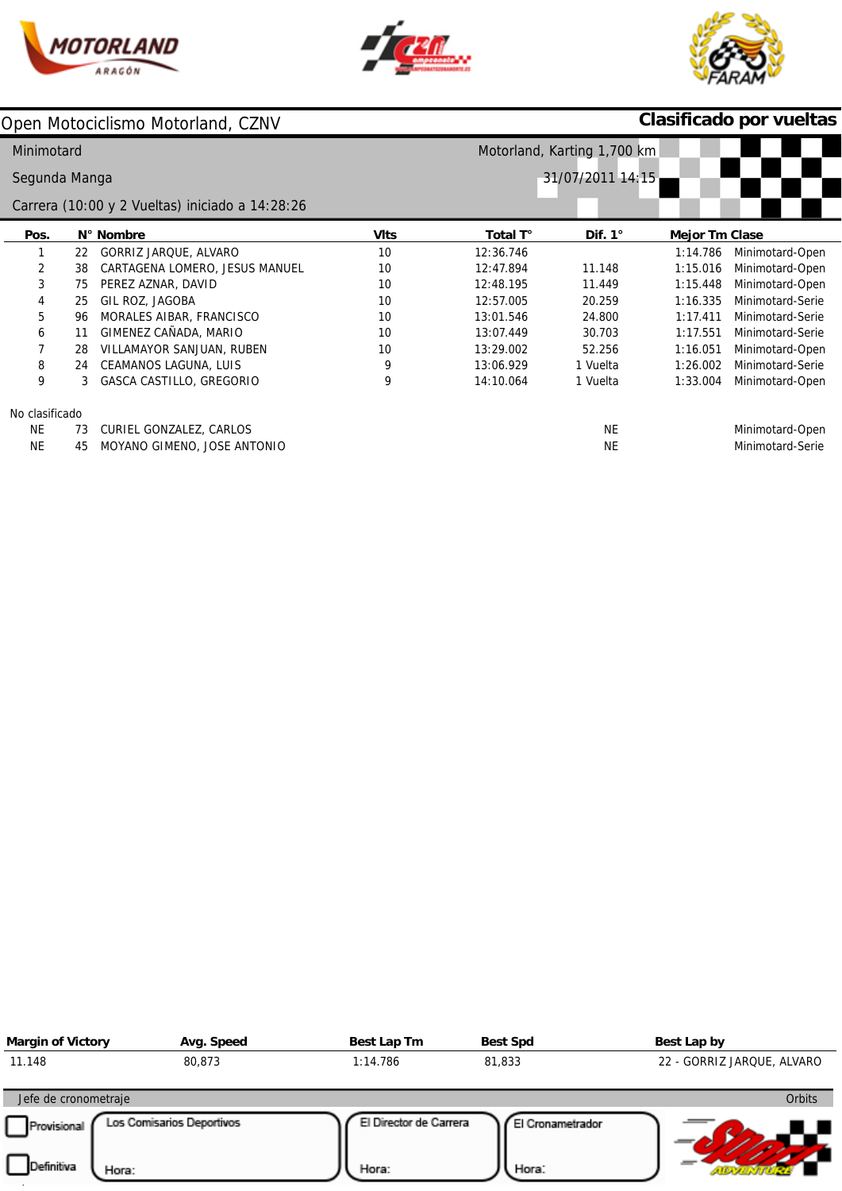# Open Motociclismo Motorland, CZNV

**Clasificado por vueltas**

Minimotard

Segunda Manga

Carrera (10:00 y 2 Vueltas) iniciado a 14:28:26

Motorland, Karting 1,700 km

31/07/2011 14:15

| Pos. | N° | Nombre | Vlts | Total T° | Dif. 1° | Mejor Tm | Clase |
|---|---|---|---|---|---|---|---|
| 1 | 22 | GORRIZ JARQUE, ALVARO | 10 | 12:36.746 | | 1:14.786 | Minimotard-Open |
| 2 | 38 | CARTAGENA LOMERO, JESUS MANUEL | 10 | 12:47.894 | 11.148 | 1:15.016 | Minimotard-Open |
| 3 | 75 | PEREZ AZNAR, DAVID | 10 | 12:48.195 | 11.449 | 1:15.448 | Minimotard-Open |
| 4 | 25 | GIL ROZ, JAGOBA | 10 | 12:57.005 | 20.259 | 1:16.335 | Minimotard-Serie |
| 5 | 96 | MORALES AIBAR, FRANCISCO | 10 | 13:01.546 | 24.800 | 1:17.411 | Minimotard-Serie |
| 6 | 11 | GIMENEZ CAÑADA, MARIO | 10 | 13:07.449 | 30.703 | 1:17.551 | Minimotard-Serie |
| 7 | 28 | VILLAMAYOR SANJUAN, RUBEN | 10 | 13:29.002 | 52.256 | 1:16.051 | Minimotard-Open |
| 8 | 24 | CEAMANOS LAGUNA, LUIS | 9 | 13:06.929 | 1 Vuelta | 1:26.002 | Minimotard-Serie |
| 9 | 3 | GASCA CASTILLO, GREGORIO | 9 | 14:10.064 | 1 Vuelta | 1:33.004 | Minimotard-Open |

No clasificado

| Pos. | N° | Nombre | Vlts | Total T° | Dif. 1° | Mejor Tm | Clase |
|---|---|---|---|---|---|---|---|
| NE | 73 | CURIEL GONZALEZ, CARLOS | | | NE | | Minimotard-Open |
| NE | 45 | MOYANO GIMENO, JOSE ANTONIO | | | NE | | Minimotard-Serie |

| Margin of Victory | Avg. Speed | Best Lap Tm | Best Spd | Best Lap by |
|---|---|---|---|---|
| 11.148 | 80,873 | 1:14.786 | 81,833 | 22 - GORRIZ JARQUE, ALVARO |

Jefe de cronometraje — Orbits

Provisional

Definitiva

Los Comisarios Deportivos — Hora:

El Director de Carrera — Hora:

El Cronometrador — Hora: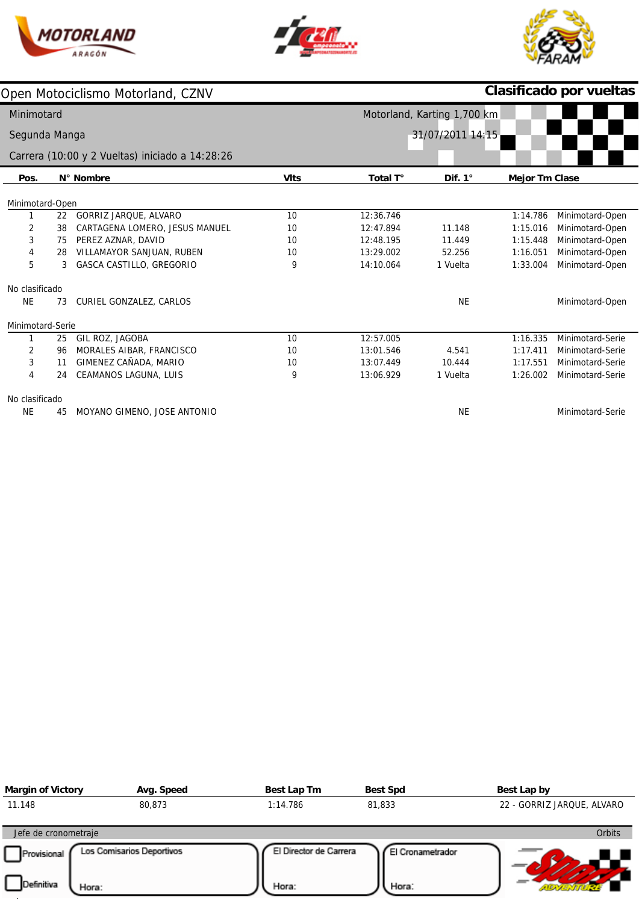# Open Motociclismo Motorland, CZNV

**Clasificado por vueltas**

Minimotard

Segunda Manga

Carrera (10:00 y 2 Vueltas) iniciado a 14:28:26

Motorland, Karting 1,700 km

31/07/2011 14:15

| Pos. | N° | Nombre | Vlts | Total T° | Dif. 1° | Mejor Tm | Clase |
|---|---|---|---|---|---|---|---|
| **Minimotard-Open** | | | | | | | |
| 1 | 22 | GORRIZ JARQUE, ALVARO | 10 | 12:36.746 | | 1:14.786 | Minimotard-Open |
| 2 | 38 | CARTAGENA LOMERO, JESUS MANUEL | 10 | 12:47.894 | 11.148 | 1:15.016 | Minimotard-Open |
| 3 | 75 | PEREZ AZNAR, DAVID | 10 | 12:48.195 | 11.449 | 1:15.448 | Minimotard-Open |
| 4 | 28 | VILLAMAYOR SANJUAN, RUBEN | 10 | 13:29.002 | 52.256 | 1:16.051 | Minimotard-Open |
| 5 | 3 | GASCA CASTILLO, GREGORIO | 9 | 14:10.064 | 1 Vuelta | 1:33.004 | Minimotard-Open |
| **No clasificado** | | | | | | | |
| NE | 73 | CURIEL GONZALEZ, CARLOS | | | NE | | Minimotard-Open |
| **Minimotard-Serie** | | | | | | | |
| 1 | 25 | GIL ROZ, JAGOBA | 10 | 12:57.005 | | 1:16.335 | Minimotard-Serie |
| 2 | 96 | MORALES AIBAR, FRANCISCO | 10 | 13:01.546 | 4.541 | 1:17.411 | Minimotard-Serie |
| 3 | 11 | GIMENEZ CAÑADA, MARIO | 10 | 13:07.449 | 10.444 | 1:17.551 | Minimotard-Serie |
| 4 | 24 | CEAMANOS LAGUNA, LUIS | 9 | 13:06.929 | 1 Vuelta | 1:26.002 | Minimotard-Serie |
| **No clasificado** | | | | | | | |
| NE | 45 | MOYANO GIMENO, JOSE ANTONIO | | | NE | | Minimotard-Serie |

| Margin of Victory | Avg. Speed | Best Lap Tm | Best Spd | Best Lap by |
|---|---|---|---|---|
| 11.148 | 80,873 | 1:14.786 | 81,833 | 22 - GORRIZ JARQUE, ALVARO |

Jefe de cronometraje — Orbits

☐ Provisional
☐ Definitiva

Los Comisarios Deportivos — Hora:

El Director de Carrera — Hora:

El Cronometrador — Hora: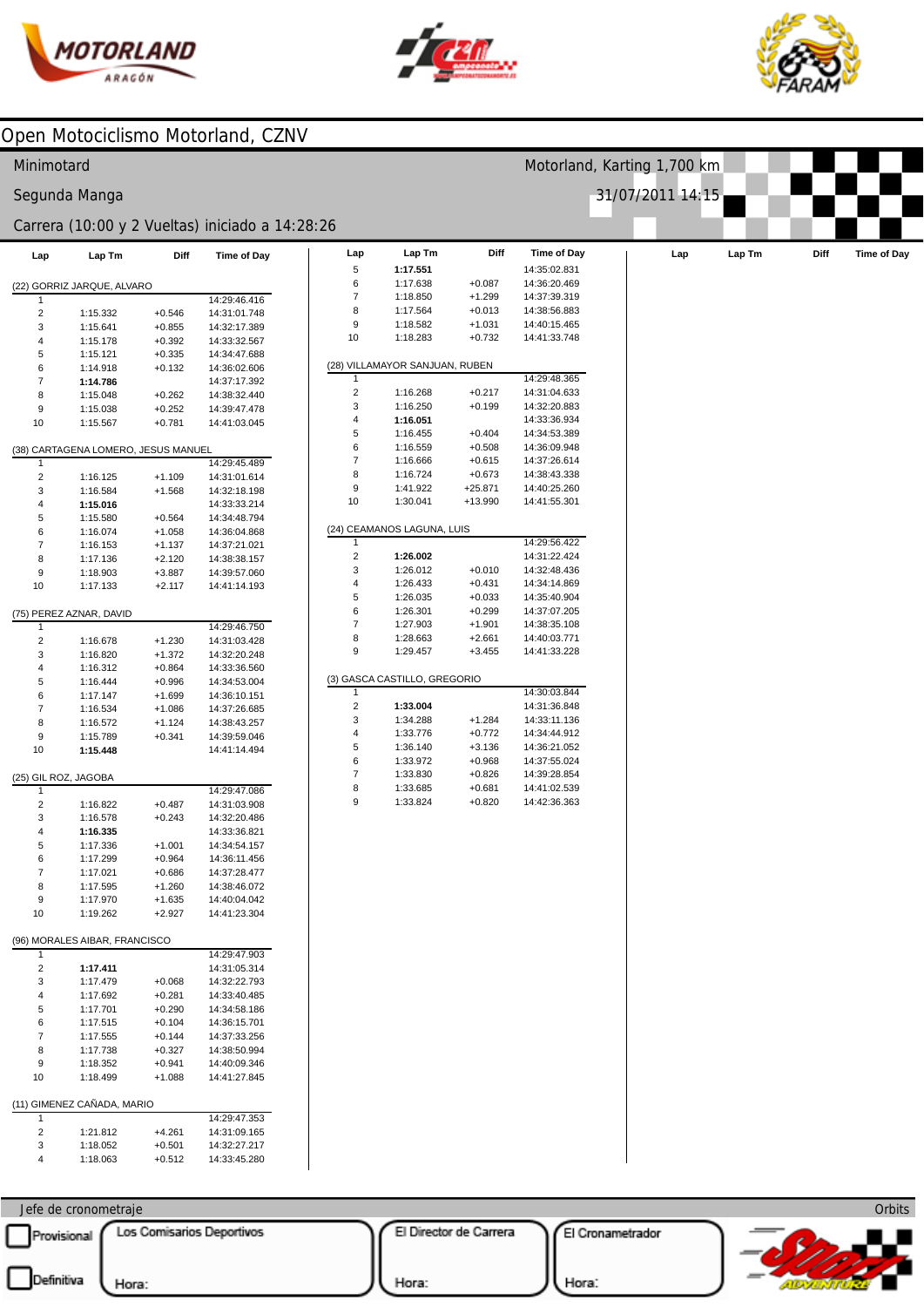# Open Motociclismo Motorland, CZNV

Minimotard — Motorland, Karting 1,700 km

Segunda Manga — 31/07/2011 14:15

Carrera (10:00 y 2 Vueltas) iniciado a 14:28:26

**(22) GORRIZ JARQUE, ALVARO**

| Lap | Lap Tm | Diff | Time of Day |
|---|---|---|---|
| 1 | | | 14:29:46.416 |
| 2 | 1:15.332 | +0.546 | 14:31:01.748 |
| 3 | 1:15.641 | +0.855 | 14:32:17.389 |
| 4 | 1:15.178 | +0.392 | 14:33:32.567 |
| 5 | 1:15.121 | +0.335 | 14:34:47.688 |
| 6 | 1:14.918 | +0.132 | 14:36:02.606 |
| 7 | **1:14.786** | | 14:37:17.392 |
| 8 | 1:15.048 | +0.262 | 14:38:32.440 |
| 9 | 1:15.038 | +0.252 | 14:39:47.478 |
| 10 | 1:15.567 | +0.781 | 14:41:03.045 |

**(38) CARTAGENA LOMERO, JESUS MANUEL**

| Lap | Lap Tm | Diff | Time of Day |
|---|---|---|---|
| 1 | | | 14:29:45.489 |
| 2 | 1:16.125 | +1.109 | 14:31:01.614 |
| 3 | 1:16.584 | +1.568 | 14:32:18.198 |
| 4 | **1:15.016** | | 14:33:33.214 |
| 5 | 1:15.580 | +0.564 | 14:34:48.794 |
| 6 | 1:16.074 | +1.058 | 14:36:04.868 |
| 7 | 1:16.153 | +1.137 | 14:37:21.021 |
| 8 | 1:17.136 | +2.120 | 14:38:38.157 |
| 9 | 1:18.903 | +3.887 | 14:39:57.060 |
| 10 | 1:17.133 | +2.117 | 14:41:14.193 |

**(75) PEREZ AZNAR, DAVID**

| Lap | Lap Tm | Diff | Time of Day |
|---|---|---|---|
| 1 | | | 14:29:46.750 |
| 2 | 1:16.678 | +1.230 | 14:31:03.428 |
| 3 | 1:16.820 | +1.372 | 14:32:20.248 |
| 4 | 1:16.312 | +0.864 | 14:33:36.560 |
| 5 | 1:16.444 | +0.996 | 14:34:53.004 |
| 6 | 1:17.147 | +1.699 | 14:36:10.151 |
| 7 | 1:16.534 | +1.086 | 14:37:26.685 |
| 8 | 1:16.572 | +1.124 | 14:38:43.257 |
| 9 | 1:15.789 | +0.341 | 14:39:59.046 |
| 10 | **1:15.448** | | 14:41:14.494 |

**(25) GIL ROZ, JAGOBA**

| Lap | Lap Tm | Diff | Time of Day |
|---|---|---|---|
| 1 | | | 14:29:47.086 |
| 2 | 1:16.822 | +0.487 | 14:31:03.908 |
| 3 | 1:16.578 | +0.243 | 14:32:20.486 |
| 4 | **1:16.335** | | 14:33:36.821 |
| 5 | 1:17.336 | +1.001 | 14:34:54.157 |
| 6 | 1:17.299 | +0.964 | 14:36:11.456 |
| 7 | 1:17.021 | +0.686 | 14:37:28.477 |
| 8 | 1:17.595 | +1.260 | 14:38:46.072 |
| 9 | 1:17.970 | +1.635 | 14:40:04.042 |
| 10 | 1:19.262 | +2.927 | 14:41:23.304 |

**(96) MORALES AIBAR, FRANCISCO**

| Lap | Lap Tm | Diff | Time of Day |
|---|---|---|---|
| 1 | | | 14:29:47.903 |
| 2 | **1:17.411** | | 14:31:05.314 |
| 3 | 1:17.479 | +0.068 | 14:32:22.793 |
| 4 | 1:17.692 | +0.281 | 14:33:40.485 |
| 5 | 1:17.701 | +0.290 | 14:34:58.186 |
| 6 | 1:17.515 | +0.104 | 14:36:15.701 |
| 7 | 1:17.555 | +0.144 | 14:37:33.256 |
| 8 | 1:17.738 | +0.327 | 14:38:50.994 |
| 9 | 1:18.352 | +0.941 | 14:40:09.346 |
| 10 | 1:18.499 | +1.088 | 14:41:27.845 |

**(11) GIMENEZ CAÑADA, MARIO**

| Lap | Lap Tm | Diff | Time of Day |
|---|---|---|---|
| 1 | | | 14:29:47.353 |
| 2 | 1:21.812 | +4.261 | 14:31:09.165 |
| 3 | 1:18.052 | +0.501 | 14:32:27.217 |
| 4 | 1:18.063 | +0.512 | 14:33:45.280 |
| 5 | **1:17.551** | | 14:35:02.831 |
| 6 | 1:17.638 | +0.087 | 14:36:20.469 |
| 7 | 1:18.850 | +1.299 | 14:37:39.319 |
| 8 | 1:17.564 | +0.013 | 14:38:56.883 |
| 9 | 1:18.582 | +1.031 | 14:40:15.465 |
| 10 | 1:18.283 | +0.732 | 14:41:33.748 |

**(28) VILLAMAYOR SANJUAN, RUBEN**

| Lap | Lap Tm | Diff | Time of Day |
|---|---|---|---|
| 1 | | | 14:29:48.365 |
| 2 | 1:16.268 | +0.217 | 14:31:04.633 |
| 3 | 1:16.250 | +0.199 | 14:32:20.883 |
| 4 | **1:16.051** | | 14:33:36.934 |
| 5 | 1:16.455 | +0.404 | 14:34:53.389 |
| 6 | 1:16.559 | +0.508 | 14:36:09.948 |
| 7 | 1:16.666 | +0.615 | 14:37:26.614 |
| 8 | 1:16.724 | +0.673 | 14:38:43.338 |
| 9 | 1:41.922 | +25.871 | 14:40:25.260 |
| 10 | 1:30.041 | +13.990 | 14:41:55.301 |

**(24) CEAMANOS LAGUNA, LUIS**

| Lap | Lap Tm | Diff | Time of Day |
|---|---|---|---|
| 1 | | | 14:29:56.422 |
| 2 | **1:26.002** | | 14:31:22.424 |
| 3 | 1:26.012 | +0.010 | 14:32:48.436 |
| 4 | 1:26.433 | +0.431 | 14:34:14.869 |
| 5 | 1:26.035 | +0.033 | 14:35:40.904 |
| 6 | 1:26.301 | +0.299 | 14:37:07.205 |
| 7 | 1:27.903 | +1.901 | 14:38:35.108 |
| 8 | 1:28.663 | +2.661 | 14:40:03.771 |
| 9 | 1:29.457 | +3.455 | 14:41:33.228 |

**(3) GASCA CASTILLO, GREGORIO**

| Lap | Lap Tm | Diff | Time of Day |
|---|---|---|---|
| 1 | | | 14:30:03.844 |
| 2 | **1:33.004** | | 14:31:36.848 |
| 3 | 1:34.288 | +1.284 | 14:33:11.136 |
| 4 | 1:33.776 | +0.772 | 14:34:44.912 |
| 5 | 1:36.140 | +3.136 | 14:36:21.052 |
| 6 | 1:33.972 | +0.968 | 14:37:55.024 |
| 7 | 1:33.830 | +0.826 | 14:39:28.854 |
| 8 | 1:33.685 | +0.681 | 14:41:02.539 |
| 9 | 1:33.824 | +0.820 | 14:42:36.363 |

Jefe de cronometraje — Orbits

Provisional / Definitiva

Los Comisarios Deportivos — Hora:

El Director de Carrera — Hora:

El Cronometrador — Hora: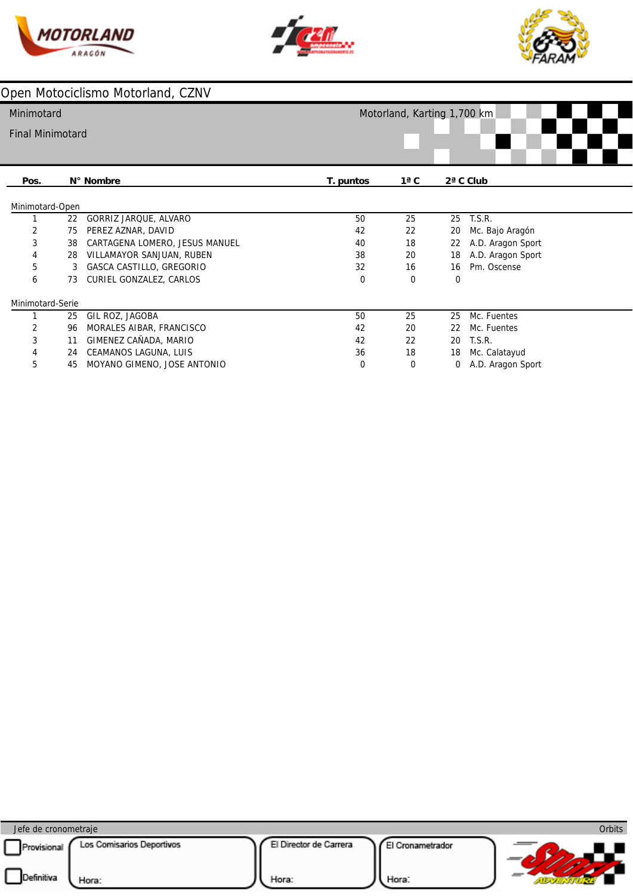# Open Motociclismo Motorland, CZNV

Minimotard

Final Minimotard

Motorland, Karting 1,700 km

| Pos. | N° | Nombre | T. puntos | 1ª C | 2ª C | Club |
|---|---|---|---|---|---|---|
| **Minimotard-Open** | | | | | | |
| 1 | 22 | GORRIZ JARQUE, ALVARO | 50 | 25 | 25 | T.S.R. |
| 2 | 75 | PEREZ AZNAR, DAVID | 42 | 22 | 20 | Mc. Bajo Aragón |
| 3 | 38 | CARTAGENA LOMERO, JESUS MANUEL | 40 | 18 | 22 | A.D. Aragon Sport |
| 4 | 28 | VILLAMAYOR SANJUAN, RUBEN | 38 | 20 | 18 | A.D. Aragon Sport |
| 5 | 3 | GASCA CASTILLO, GREGORIO | 32 | 16 | 16 | Pm. Oscense |
| 6 | 73 | CURIEL GONZALEZ, CARLOS | 0 | 0 | 0 | |
| **Minimotard-Serie** | | | | | | |
| 1 | 25 | GIL ROZ, JAGOBA | 50 | 25 | 25 | Mc. Fuentes |
| 2 | 96 | MORALES AIBAR, FRANCISCO | 42 | 20 | 22 | Mc. Fuentes |
| 3 | 11 | GIMENEZ CAÑADA, MARIO | 42 | 22 | 20 | T.S.R. |
| 4 | 24 | CEAMANOS LAGUNA, LUIS | 36 | 18 | 18 | Mc. Calatayud |
| 5 | 45 | MOYANO GIMENO, JOSE ANTONIO | 0 | 0 | 0 | A.D. Aragon Sport |

Jefe de cronometraje — Orbits

- [ ] Provisional
- [ ] Definitiva

Los Comisarios Deportivos — Hora:

El Director de Carrera — Hora:

El Cronometrador — Hora: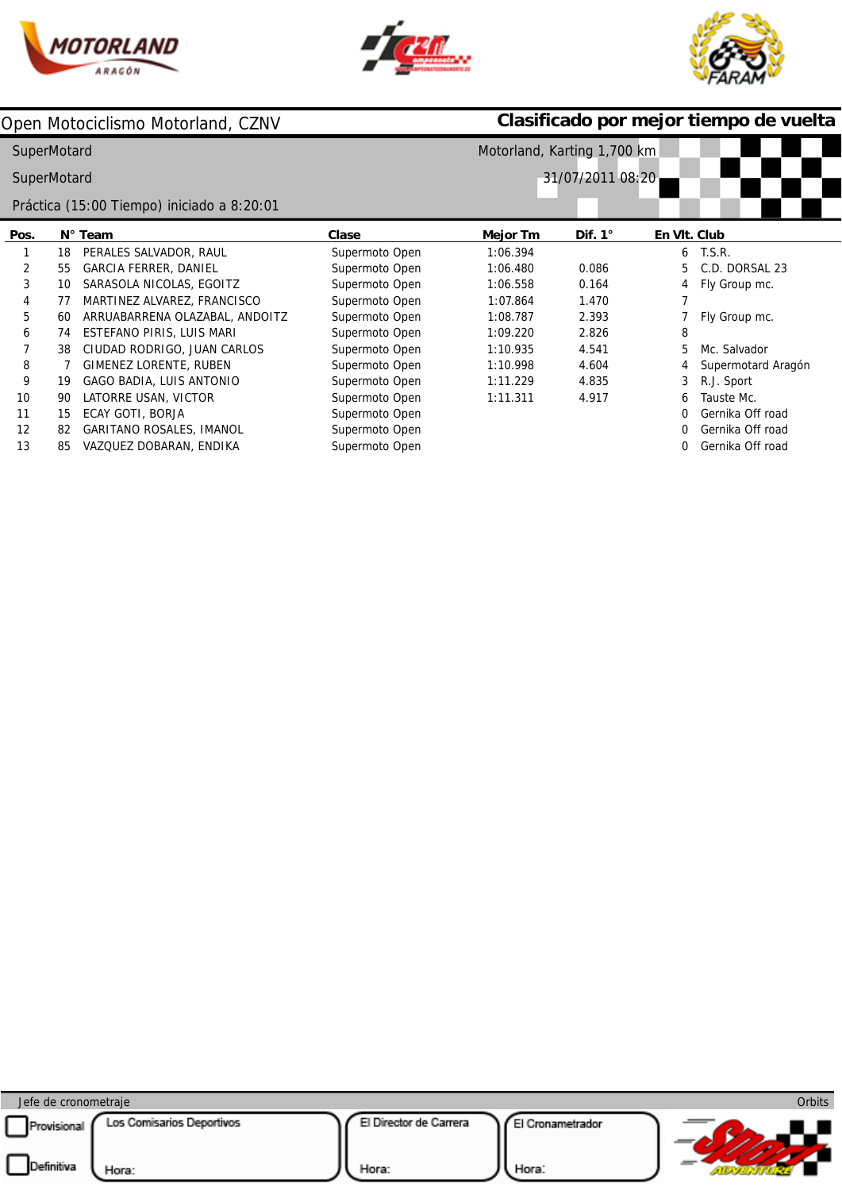Open Motociclismo Motorland, CZNV

**Clasificado por mejor tiempo de vuelta**

SuperMotard

Motorland, Karting 1,700 km

SuperMotard

31/07/2011 08:20

Práctica (15:00 Tiempo) iniciado a 8:20:01

| Pos. | N° | Team | Clase | Mejor Tm | Dif. 1° | En Vlt. | Club |
|---|---|---|---|---|---|---|---|
| 1 | 18 | PERALES SALVADOR, RAUL | Supermoto Open | 1:06.394 | | 6 | T.S.R. |
| 2 | 55 | GARCIA FERRER, DANIEL | Supermoto Open | 1:06.480 | 0.086 | 5 | C.D. DORSAL 23 |
| 3 | 10 | SARASOLA NICOLAS, EGOITZ | Supermoto Open | 1:06.558 | 0.164 | 4 | Fly Group mc. |
| 4 | 77 | MARTINEZ ALVAREZ, FRANCISCO | Supermoto Open | 1:07.864 | 1.470 | 7 | |
| 5 | 60 | ARRUABARRENA OLAZABAL, ANDOITZ | Supermoto Open | 1:08.787 | 2.393 | 7 | Fly Group mc. |
| 6 | 74 | ESTEFANO PIRIS, LUIS MARI | Supermoto Open | 1:09.220 | 2.826 | 8 | |
| 7 | 38 | CIUDAD RODRIGO, JUAN CARLOS | Supermoto Open | 1:10.935 | 4.541 | 5 | Mc. Salvador |
| 8 | 7 | GIMENEZ LORENTE, RUBEN | Supermoto Open | 1:10.998 | 4.604 | 4 | Supermotard Aragón |
| 9 | 19 | GAGO BADIA, LUIS ANTONIO | Supermoto Open | 1:11.229 | 4.835 | 3 | R.J. Sport |
| 10 | 90 | LATORRE USAN, VICTOR | Supermoto Open | 1:11.311 | 4.917 | 6 | Tauste Mc. |
| 11 | 15 | ECAY GOTI, BORJA | Supermoto Open | | | 0 | Gernika Off road |
| 12 | 82 | GARITANO ROSALES, IMANOL | Supermoto Open | | | 0 | Gernika Off road |
| 13 | 85 | VAZQUEZ DOBARAN, ENDIKA | Supermoto Open | | | 0 | Gernika Off road |

Jefe de cronometraje

Orbits

Provisional

Definitiva

Los Comisarios Deportivos

Hora:

El Director de Carrera

Hora:

El Cronametrador

Hora: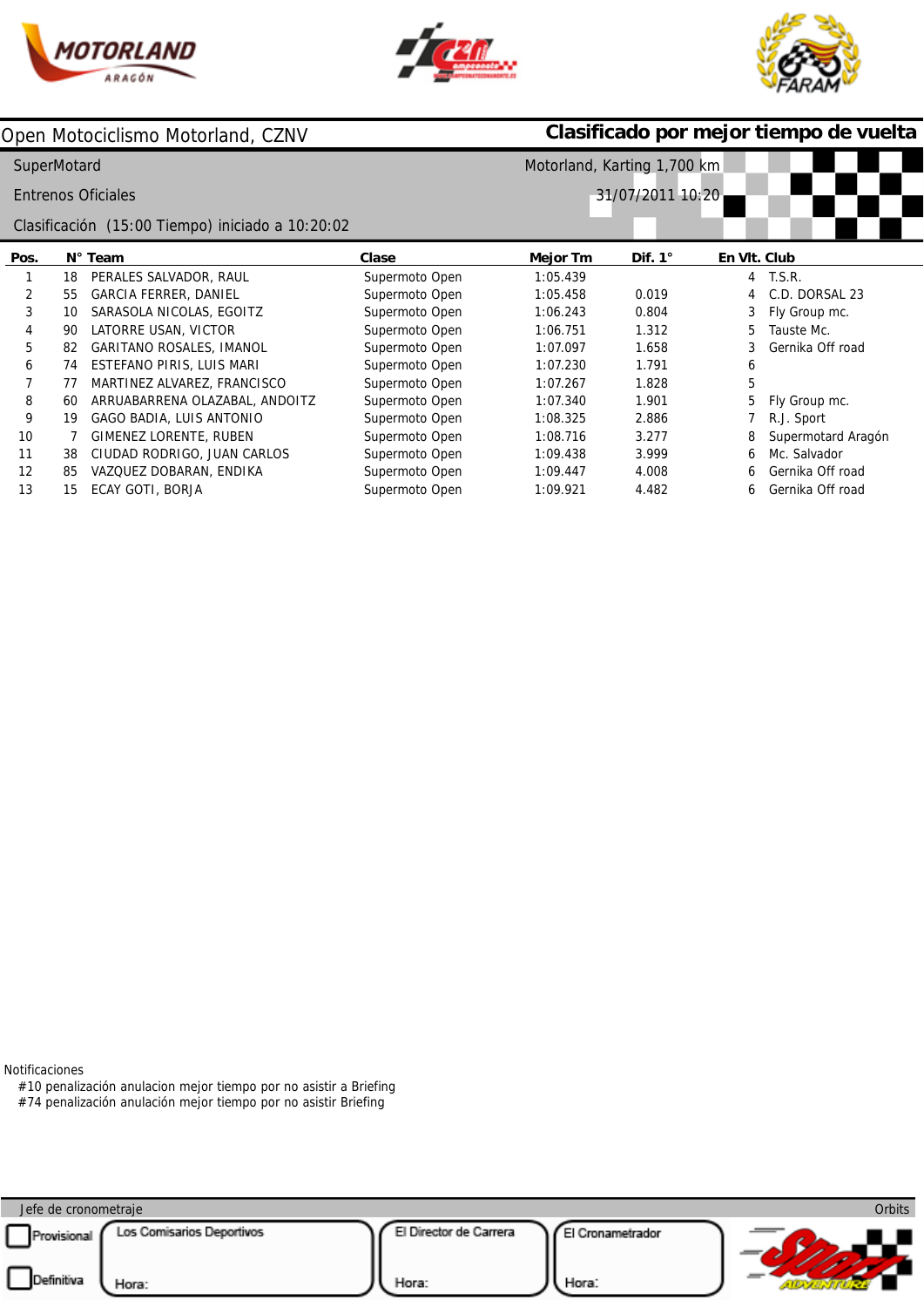Open Motociclismo Motorland, CZNV

**Clasificado por mejor tiempo de vuelta**

SuperMotard

Motorland, Karting 1,700 km

Entrenos Oficiales

31/07/2011 10:20

Clasificación (15:00 Tiempo) iniciado a 10:20:02

| Pos. | N° | Team | Clase | Mejor Tm | Dif. 1° | En Vlt. | Club |
|---|---|---|---|---|---|---|---|
| 1 | 18 | PERALES SALVADOR, RAUL | Supermoto Open | 1:05.439 | | 4 | T.S.R. |
| 2 | 55 | GARCIA FERRER, DANIEL | Supermoto Open | 1:05.458 | 0.019 | 4 | C.D. DORSAL 23 |
| 3 | 10 | SARASOLA NICOLAS, EGOITZ | Supermoto Open | 1:06.243 | 0.804 | 3 | Fly Group mc. |
| 4 | 90 | LATORRE USAN, VICTOR | Supermoto Open | 1:06.751 | 1.312 | 5 | Tauste Mc. |
| 5 | 82 | GARITANO ROSALES, IMANOL | Supermoto Open | 1:07.097 | 1.658 | 3 | Gernika Off road |
| 6 | 74 | ESTEFANO PIRIS, LUIS MARI | Supermoto Open | 1:07.230 | 1.791 | 6 | |
| 7 | 77 | MARTINEZ ALVAREZ, FRANCISCO | Supermoto Open | 1:07.267 | 1.828 | 5 | |
| 8 | 60 | ARRUABARRENA OLAZABAL, ANDOITZ | Supermoto Open | 1:07.340 | 1.901 | 5 | Fly Group mc. |
| 9 | 19 | GAGO BADIA, LUIS ANTONIO | Supermoto Open | 1:08.325 | 2.886 | 7 | R.J. Sport |
| 10 | 7 | GIMENEZ LORENTE, RUBEN | Supermoto Open | 1:08.716 | 3.277 | 8 | Supermotard Aragón |
| 11 | 38 | CIUDAD RODRIGO, JUAN CARLOS | Supermoto Open | 1:09.438 | 3.999 | 6 | Mc. Salvador |
| 12 | 85 | VAZQUEZ DOBARAN, ENDIKA | Supermoto Open | 1:09.447 | 4.008 | 6 | Gernika Off road |
| 13 | 15 | ECAY GOTI, BORJA | Supermoto Open | 1:09.921 | 4.482 | 6 | Gernika Off road |

Notificaciones
- #10 penalización anulacion mejor tiempo por no asistir a Briefing
- #74 penalización anulación mejor tiempo por no asistir Briefing

Jefe de cronometraje — Orbits

Provisional / Definitiva

Los Comisarios Deportivos — Hora:

El Director de Carrera — Hora:

El Cronometrador — Hora: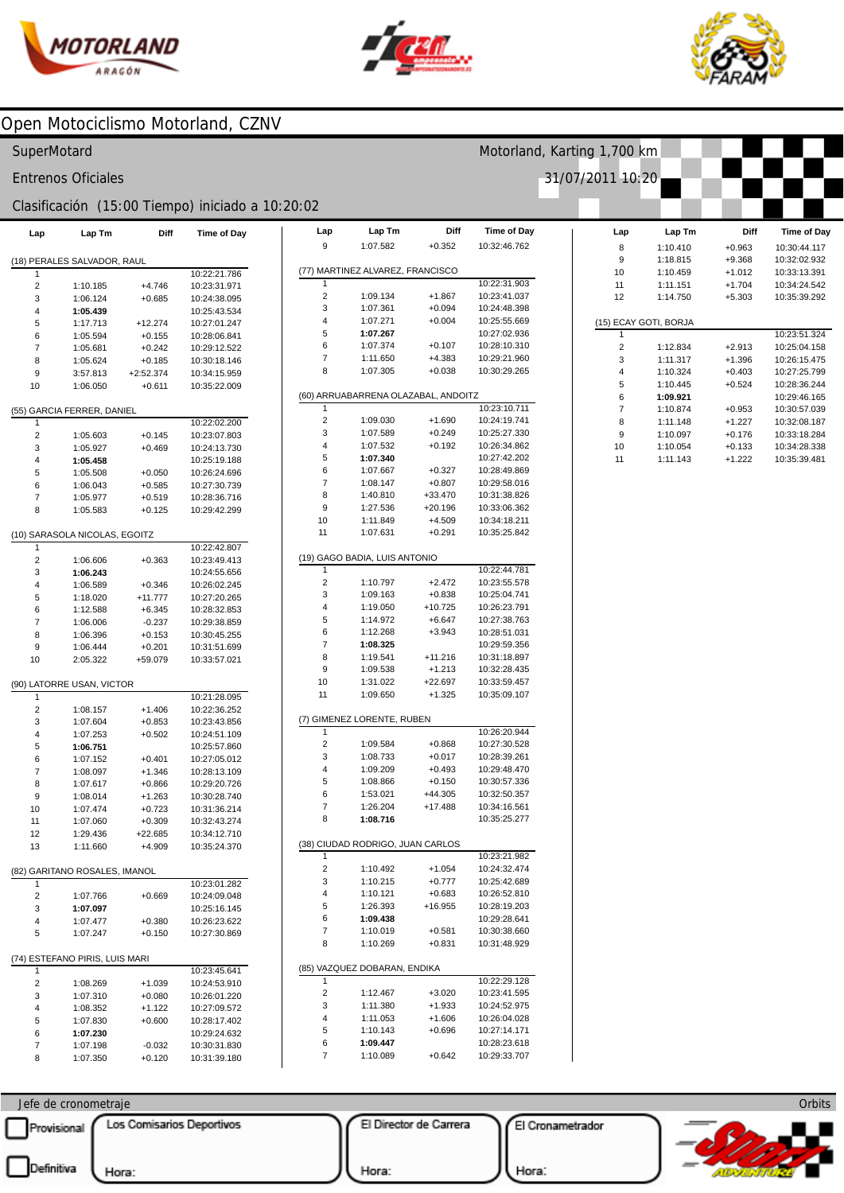# Open Motociclismo Motorland, CZNV

SuperMotard — Motorland, Karting 1,700 km

Entrenos Oficiales — 31/07/2011 10:20

Clasificación (15:00 Tiempo) iniciado a 10:20:02

### (18) PERALES SALVADOR, RAUL

| Lap | Lap Tm | Diff | Time of Day |
|---|---|---|---|
| 1 | | | 10:22:21.786 |
| 2 | 1:10.185 | +4.746 | 10:23:31.971 |
| 3 | 1:06.124 | +0.685 | 10:24:38.095 |
| 4 | **1:05.439** | | 10:25:43.534 |
| 5 | 1:17.713 | +12.274 | 10:27:01.247 |
| 6 | 1:05.594 | +0.155 | 10:28:06.841 |
| 7 | 1:05.681 | +0.242 | 10:29:12.522 |
| 8 | 1:05.624 | +0.185 | 10:30:18.146 |
| 9 | 3:57.813 | +2:52.374 | 10:34:15.959 |
| 10 | 1:06.050 | +0.611 | 10:35:22.009 |

### (55) GARCIA FERRER, DANIEL

| Lap | Lap Tm | Diff | Time of Day |
|---|---|---|---|
| 1 | | | 10:22:02.200 |
| 2 | 1:05.603 | +0.145 | 10:23:07.803 |
| 3 | 1:05.927 | +0.469 | 10:24:13.730 |
| 4 | **1:05.458** | | 10:25:19.188 |
| 5 | 1:05.508 | +0.050 | 10:26:24.696 |
| 6 | 1:06.043 | +0.585 | 10:27:30.739 |
| 7 | 1:05.977 | +0.519 | 10:28:36.716 |
| 8 | 1:05.583 | +0.125 | 10:29:42.299 |

### (10) SARASOLA NICOLAS, EGOITZ

| Lap | Lap Tm | Diff | Time of Day |
|---|---|---|---|
| 1 | | | 10:22:42.807 |
| 2 | 1:06.606 | +0.363 | 10:23:49.413 |
| 3 | **1:06.243** | | 10:24:55.656 |
| 4 | 1:06.589 | +0.346 | 10:26:02.245 |
| 5 | 1:18.020 | +11.777 | 10:27:20.265 |
| 6 | 1:12.588 | +6.345 | 10:28:32.853 |
| 7 | 1:06.006 | -0.237 | 10:29:38.859 |
| 8 | 1:06.396 | +0.153 | 10:30:45.255 |
| 9 | 1:06.444 | +0.201 | 10:31:51.699 |
| 10 | 2:05.322 | +59.079 | 10:33:57.021 |

### (90) LATORRE USAN, VICTOR

| Lap | Lap Tm | Diff | Time of Day |
|---|---|---|---|
| 1 | | | 10:21:28.095 |
| 2 | 1:08.157 | +1.406 | 10:22:36.252 |
| 3 | 1:07.604 | +0.853 | 10:23:43.856 |
| 4 | 1:07.253 | +0.502 | 10:24:51.109 |
| 5 | **1:06.751** | | 10:25:57.860 |
| 6 | 1:07.152 | +0.401 | 10:27:05.012 |
| 7 | 1:08.097 | +1.346 | 10:28:13.109 |
| 8 | 1:07.617 | +0.866 | 10:29:20.726 |
| 9 | 1:08.014 | +1.263 | 10:30:28.740 |
| 10 | 1:07.474 | +0.723 | 10:31:36.214 |
| 11 | 1:07.060 | +0.309 | 10:32:43.274 |
| 12 | 1:29.436 | +22.685 | 10:34:12.710 |
| 13 | 1:11.660 | +4.909 | 10:35:24.370 |

### (82) GARITANO ROSALES, IMANOL

| Lap | Lap Tm | Diff | Time of Day |
|---|---|---|---|
| 1 | | | 10:23:01.282 |
| 2 | 1:07.766 | +0.669 | 10:24:09.048 |
| 3 | **1:07.097** | | 10:25:16.145 |
| 4 | 1:07.477 | +0.380 | 10:26:23.622 |
| 5 | 1:07.247 | +0.150 | 10:27:30.869 |

### (74) ESTEFANO PIRIS, LUIS MARI

| Lap | Lap Tm | Diff | Time of Day |
|---|---|---|---|
| 1 | | | 10:23:45.641 |
| 2 | 1:08.269 | +1.039 | 10:24:53.910 |
| 3 | 1:07.310 | +0.080 | 10:26:01.220 |
| 4 | 1:08.352 | +1.122 | 10:27:09.572 |
| 5 | 1:07.830 | +0.600 | 10:28:17.402 |
| 6 | **1:07.230** | | 10:29:24.632 |
| 7 | 1:07.198 | -0.032 | 10:30:31.830 |
| 8 | 1:07.350 | +0.120 | 10:31:39.180 |
| 9 | 1:07.582 | +0.352 | 10:32:46.762 |

### (77) MARTINEZ ALVAREZ, FRANCISCO

| Lap | Lap Tm | Diff | Time of Day |
|---|---|---|---|
| 1 | | | 10:22:31.903 |
| 2 | 1:09.134 | +1.867 | 10:23:41.037 |
| 3 | 1:07.361 | +0.094 | 10:24:48.398 |
| 4 | 1:07.271 | +0.004 | 10:25:55.669 |
| 5 | **1:07.267** | | 10:27:02.936 |
| 6 | 1:07.374 | +0.107 | 10:28:10.310 |
| 7 | 1:11.650 | +4.383 | 10:29:21.960 |
| 8 | 1:07.305 | +0.038 | 10:30:29.265 |

### (60) ARRUABARRENA OLAZABAL, ANDOITZ

| Lap | Lap Tm | Diff | Time of Day |
|---|---|---|---|
| 1 | | | 10:23:10.711 |
| 2 | 1:09.030 | +1.690 | 10:24:19.741 |
| 3 | 1:07.589 | +0.249 | 10:25:27.330 |
| 4 | 1:07.532 | +0.192 | 10:26:34.862 |
| 5 | **1:07.340** | | 10:27:42.202 |
| 6 | 1:07.667 | +0.327 | 10:28:49.869 |
| 7 | 1:08.147 | +0.807 | 10:29:58.016 |
| 8 | 1:40.810 | +33.470 | 10:31:38.826 |
| 9 | 1:27.536 | +20.196 | 10:33:06.362 |
| 10 | 1:11.849 | +4.509 | 10:34:18.211 |
| 11 | 1:07.631 | +0.291 | 10:35:25.842 |

### (19) GAGO BADIA, LUIS ANTONIO

| Lap | Lap Tm | Diff | Time of Day |
|---|---|---|---|
| 1 | | | 10:22:44.781 |
| 2 | 1:10.797 | +2.472 | 10:23:55.578 |
| 3 | 1:09.163 | +0.838 | 10:25:04.741 |
| 4 | 1:19.050 | +10.725 | 10:26:23.791 |
| 5 | 1:14.972 | +6.647 | 10:27:38.763 |
| 6 | 1:12.268 | +3.943 | 10:28:51.031 |
| 7 | **1:08.325** | | 10:29:59.356 |
| 8 | 1:19.541 | +11.216 | 10:31:18.897 |
| 9 | 1:09.538 | +1.213 | 10:32:28.435 |
| 10 | 1:31.022 | +22.697 | 10:33:59.457 |
| 11 | 1:09.650 | +1.325 | 10:35:09.107 |

### (7) GIMENEZ LORENTE, RUBEN

| Lap | Lap Tm | Diff | Time of Day |
|---|---|---|---|
| 1 | | | 10:26:20.944 |
| 2 | 1:09.584 | +0.868 | 10:27:30.528 |
| 3 | 1:08.733 | +0.017 | 10:28:39.261 |
| 4 | 1:09.209 | +0.493 | 10:29:48.470 |
| 5 | 1:08.866 | +0.150 | 10:30:57.336 |
| 6 | 1:53.021 | +44.305 | 10:32:50.357 |
| 7 | 1:26.204 | +17.488 | 10:34:16.561 |
| 8 | **1:08.716** | | 10:35:25.277 |

### (38) CIUDAD RODRIGO, JUAN CARLOS

| Lap | Lap Tm | Diff | Time of Day |
|---|---|---|---|
| 1 | | | 10:23:21.982 |
| 2 | 1:10.492 | +1.054 | 10:24:32.474 |
| 3 | 1:10.215 | +0.777 | 10:25:42.689 |
| 4 | 1:10.121 | +0.683 | 10:26:52.810 |
| 5 | 1:26.393 | +16.955 | 10:28:19.203 |
| 6 | **1:09.438** | | 10:29:28.641 |
| 7 | 1:10.019 | +0.581 | 10:30:38.660 |
| 8 | 1:10.269 | +0.831 | 10:31:48.929 |

### (85) VAZQUEZ DOBARAN, ENDIKA

| Lap | Lap Tm | Diff | Time of Day |
|---|---|---|---|
| 1 | | | 10:22:29.128 |
| 2 | 1:12.467 | +3.020 | 10:23:41.595 |
| 3 | 1:11.380 | +1.933 | 10:24:52.975 |
| 4 | 1:11.053 | +1.606 | 10:26:04.028 |
| 5 | 1:10.143 | +0.696 | 10:27:14.171 |
| 6 | **1:09.447** | | 10:28:23.618 |
| 7 | 1:10.089 | +0.642 | 10:29:33.707 |
| 8 | 1:10.410 | +0.963 | 10:30:44.117 |
| 9 | 1:18.815 | +9.368 | 10:32:02.932 |
| 10 | 1:10.459 | +1.012 | 10:33:13.391 |
| 11 | 1:11.151 | +1.704 | 10:34:24.542 |
| 12 | 1:14.750 | +5.303 | 10:35:39.292 |

### (15) ECAY GOTI, BORJA

| Lap | Lap Tm | Diff | Time of Day |
|---|---|---|---|
| 1 | | | 10:23:51.324 |
| 2 | 1:12.834 | +2.913 | 10:25:04.158 |
| 3 | 1:11.317 | +1.396 | 10:26:15.475 |
| 4 | 1:10.324 | +0.403 | 10:27:25.799 |
| 5 | 1:10.445 | +0.524 | 10:28:36.244 |
| 6 | **1:09.921** | | 10:29:46.165 |
| 7 | 1:10.874 | +0.953 | 10:30:57.039 |
| 8 | 1:11.148 | +1.227 | 10:32:08.187 |
| 9 | 1:10.097 | +0.176 | 10:33:18.284 |
| 10 | 1:10.054 | +0.133 | 10:34:28.338 |
| 11 | 1:11.143 | +1.222 | 10:35:39.481 |

Jefe de cronometraje — Orbits

Provisional | Definitiva — Los Comisarios Deportivos (Hora:) — El Director de Carrera (Hora:) — El Cronometrador (Hora:)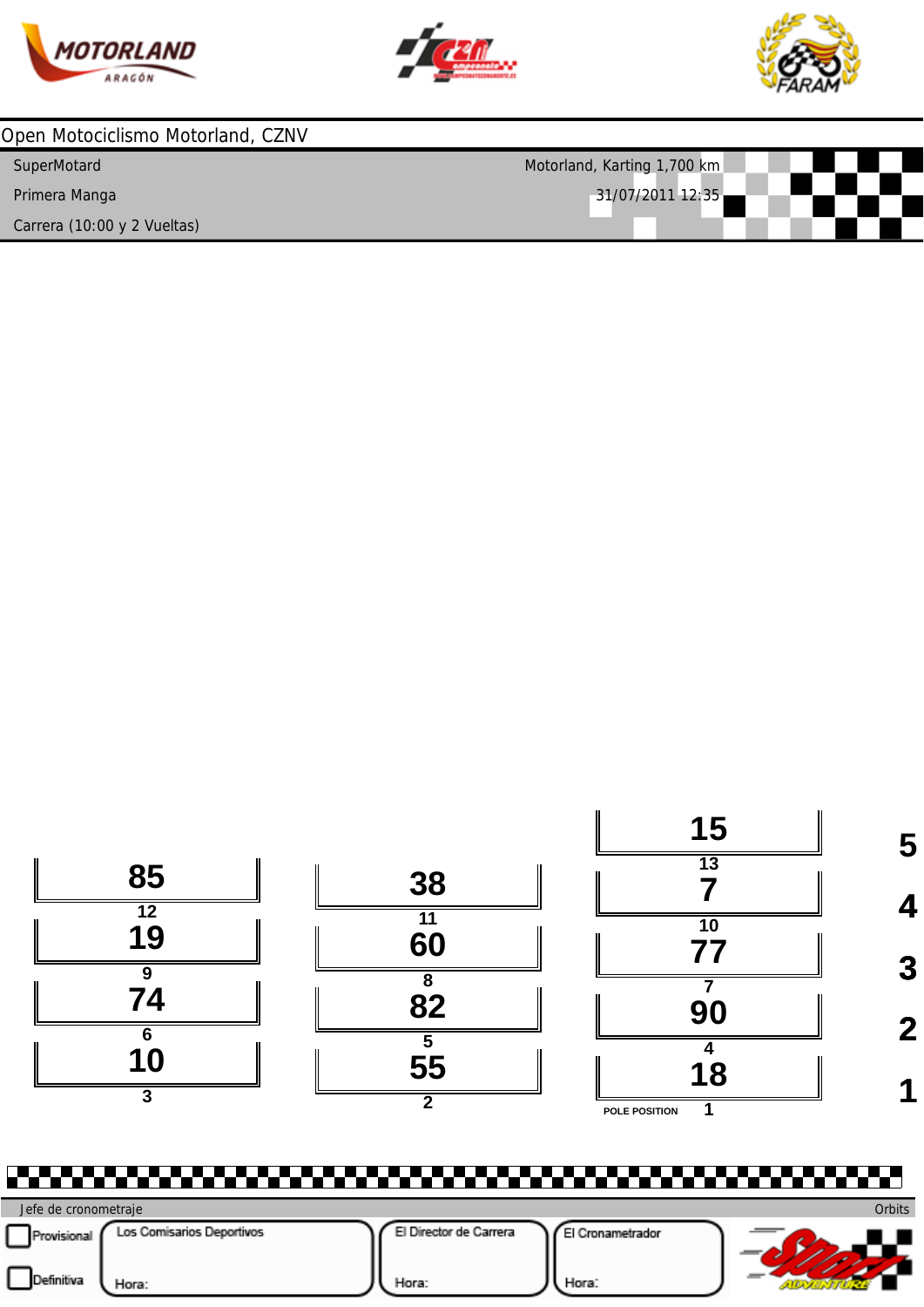Open Motociclismo Motorland, CZNV

SuperMotard — Motorland, Karting 1,700 km

Primera Manga — 31/07/2011 12:35

Carrera (10:00 y 2 Vueltas)

| Fila | Posición | Dorsal | Posición | Dorsal | Posición | Dorsal |
|---|---|---|---|---|---|---|
| 5 | | | | | 13 | 15 |
| 4 | 12 | 85 | 11 | 38 | 10 | 7 |
| 3 | 9 | 19 | 8 | 60 | 7 | 77 |
| 2 | 6 | 74 | 5 | 82 | 4 | 90 |
| 1 | 3 | 10 | 2 | 55 | 1 (POLE POSITION) | 18 |

Jefe de cronometraje — Orbits

- [ ] Provisional
- [ ] Definitiva

| Los Comisarios Deportivos | El Director de Carrera | El Cronametrador |
|---|---|---|
| Hora: | Hora: | Hora: |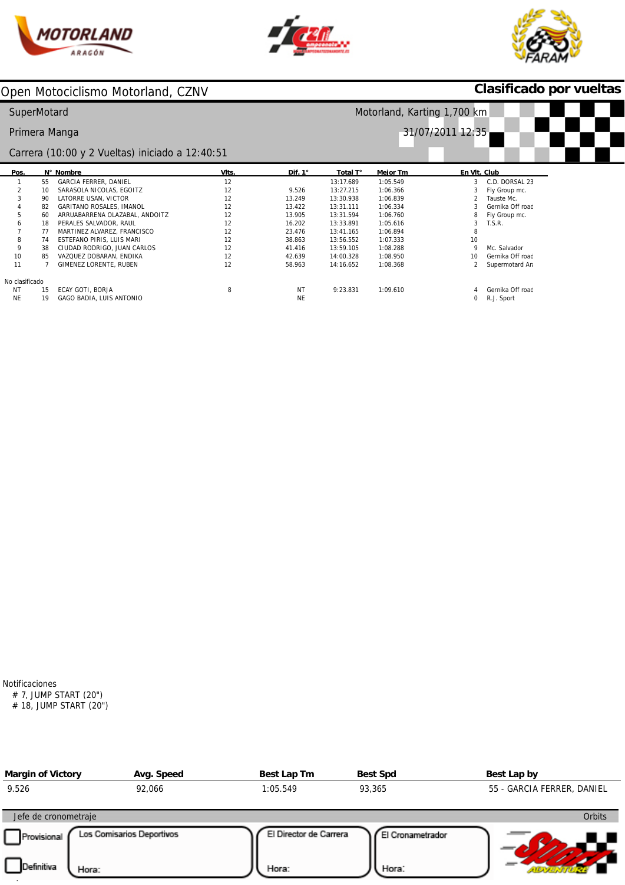Open Motociclismo Motorland, CZNV

**Clasificado por vueltas**

SuperMotard — Motorland, Karting 1,700 km

Primera Manga — 31/07/2011 12:35

Carrera (10:00 y 2 Vueltas) iniciado a 12:40:51

| Pos. | N° | Nombre | Vlts. | Dif. 1° | Total T° | Mejor Tm | En Vlt. | Club |
|---|---|---|---|---|---|---|---|---|
| 1 | 55 | GARCIA FERRER, DANIEL | 12 | | 13:17.689 | 1:05.549 | 3 | C.D. DORSAL 23 |
| 2 | 10 | SARASOLA NICOLAS, EGOITZ | 12 | 9.526 | 13:27.215 | 1:06.366 | 3 | Fly Group mc. |
| 3 | 90 | LATORRE USAN, VICTOR | 12 | 13.249 | 13:30.938 | 1:06.839 | 2 | Tauste Mc. |
| 4 | 82 | GARITANO ROSALES, IMANOL | 12 | 13.422 | 13:31.111 | 1:06.334 | 3 | Gernika Off road |
| 5 | 60 | ARRUABARRENA OLAZABAL, ANDOITZ | 12 | 13.905 | 13:31.594 | 1:06.760 | 8 | Fly Group mc. |
| 6 | 18 | PERALES SALVADOR, RAUL | 12 | 16.202 | 13:33.891 | 1:05.616 | 3 | T.S.R. |
| 7 | 77 | MARTINEZ ALVAREZ, FRANCISCO | 12 | 23.476 | 13:41.165 | 1:06.894 | 8 | |
| 8 | 74 | ESTEFANO PIRIS, LUIS MARI | 12 | 38.863 | 13:56.552 | 1:07.333 | 10 | |
| 9 | 38 | CIUDAD RODRIGO, JUAN CARLOS | 12 | 41.416 | 13:59.105 | 1:08.288 | 9 | Mc. Salvador |
| 10 | 85 | VAZQUEZ DOBARAN, ENDIKA | 12 | 42.639 | 14:00.328 | 1:08.950 | 10 | Gernika Off road |
| 11 | 7 | GIMENEZ LORENTE, RUBEN | 12 | 58.963 | 14:16.652 | 1:08.368 | 2 | Supermotard Ar |
| No clasificado | | | | | | | | |
| NT | 15 | ECAY GOTI, BORJA | 8 | NT | 9:23.831 | 1:09.610 | 4 | Gernika Off road |
| NE | 19 | GAGO BADIA, LUIS ANTONIO | | NE | | | 0 | R.J. Sport |

Notificaciones
- # 7, JUMP START (20")
- # 18, JUMP START (20")

| Margin of Victory | Avg. Speed | Best Lap Tm | Best Spd | Best Lap by |
|---|---|---|---|---|
| 9.526 | 92,066 | 1:05.549 | 93,365 | 55 - GARCIA FERRER, DANIEL |

Jefe de cronometraje — Orbits

☐ Provisional ☐ Definitiva

Los Comisarios Deportivos — Hora:

El Director de Carrera — Hora:

El Cronometrador — Hora: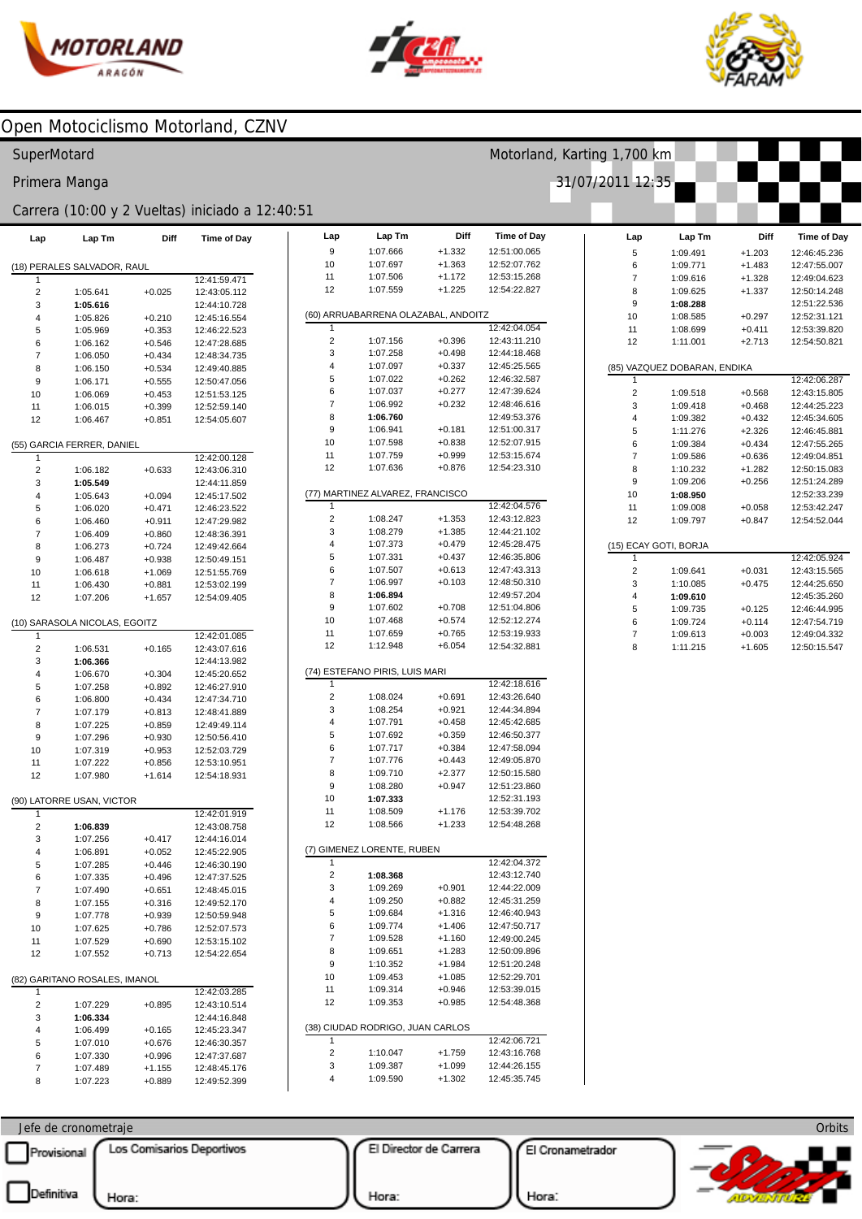# Open Motociclismo Motorland, CZNV

SuperMotard — Motorland, Karting 1,700 km

Primera Manga — 31/07/2011 12:35

Carrera (10:00 y 2 Vueltas) iniciado a 12:40:51

### (18) PERALES SALVADOR, RAUL

| Lap | Lap Tm | Diff | Time of Day |
|---|---|---|---|
| 1 | | | 12:41:59.471 |
| 2 | 1:05.641 | +0.025 | 12:43:05.112 |
| 3 | **1:05.616** | | 12:44:10.728 |
| 4 | 1:05.826 | +0.210 | 12:45:16.554 |
| 5 | 1:05.969 | +0.353 | 12:46:22.523 |
| 6 | 1:06.162 | +0.546 | 12:47:28.685 |
| 7 | 1:06.050 | +0.434 | 12:48:34.735 |
| 8 | 1:06.150 | +0.534 | 12:49:40.885 |
| 9 | 1:06.171 | +0.555 | 12:50:47.056 |
| 10 | 1:06.069 | +0.453 | 12:51:53.125 |
| 11 | 1:06.015 | +0.399 | 12:52:59.140 |
| 12 | 1:06.467 | +0.851 | 12:54:05.607 |

### (55) GARCIA FERRER, DANIEL

| Lap | Lap Tm | Diff | Time of Day |
|---|---|---|---|
| 1 | | | 12:42:00.128 |
| 2 | 1:06.182 | +0.633 | 12:43:06.310 |
| 3 | **1:05.549** | | 12:44:11.859 |
| 4 | 1:05.643 | +0.094 | 12:45:17.502 |
| 5 | 1:06.020 | +0.471 | 12:46:23.522 |
| 6 | 1:06.460 | +0.911 | 12:47:29.982 |
| 7 | 1:06.409 | +0.860 | 12:48:36.391 |
| 8 | 1:06.273 | +0.724 | 12:49:42.664 |
| 9 | 1:06.487 | +0.938 | 12:50:49.151 |
| 10 | 1:06.618 | +1.069 | 12:51:55.769 |
| 11 | 1:06.430 | +0.881 | 12:53:02.199 |
| 12 | 1:07.206 | +1.657 | 12:54:09.405 |

### (10) SARASOLA NICOLAS, EGOITZ

| Lap | Lap Tm | Diff | Time of Day |
|---|---|---|---|
| 1 | | | 12:42:01.085 |
| 2 | 1:06.531 | +0.165 | 12:43:07.616 |
| 3 | **1:06.366** | | 12:44:13.982 |
| 4 | 1:06.670 | +0.304 | 12:45:20.652 |
| 5 | 1:07.258 | +0.892 | 12:46:27.910 |
| 6 | 1:06.800 | +0.434 | 12:47:34.710 |
| 7 | 1:07.179 | +0.813 | 12:48:41.889 |
| 8 | 1:07.225 | +0.859 | 12:49:49.114 |
| 9 | 1:07.296 | +0.930 | 12:50:56.410 |
| 10 | 1:07.319 | +0.953 | 12:52:03.729 |
| 11 | 1:07.222 | +0.856 | 12:53:10.951 |
| 12 | 1:07.980 | +1.614 | 12:54:18.931 |

### (90) LATORRE USAN, VICTOR

| Lap | Lap Tm | Diff | Time of Day |
|---|---|---|---|
| 1 | | | 12:42:01.919 |
| 2 | **1:06.839** | | 12:43:08.758 |
| 3 | 1:07.256 | +0.417 | 12:44:16.014 |
| 4 | 1:06.891 | +0.052 | 12:45:22.905 |
| 5 | 1:07.285 | +0.446 | 12:46:30.190 |
| 6 | 1:07.335 | +0.496 | 12:47:37.525 |
| 7 | 1:07.490 | +0.651 | 12:48:45.015 |
| 8 | 1:07.155 | +0.316 | 12:49:52.170 |
| 9 | 1:07.778 | +0.939 | 12:50:59.948 |
| 10 | 1:07.625 | +0.786 | 12:52:07.573 |
| 11 | 1:07.529 | +0.690 | 12:53:15.102 |
| 12 | 1:07.552 | +0.713 | 12:54:22.654 |

### (82) GARITANO ROSALES, IMANOL

| Lap | Lap Tm | Diff | Time of Day |
|---|---|---|---|
| 1 | | | 12:42:03.285 |
| 2 | 1:07.229 | +0.895 | 12:43:10.514 |
| 3 | **1:06.334** | | 12:44:16.848 |
| 4 | 1:06.499 | +0.165 | 12:45:23.347 |
| 5 | 1:07.010 | +0.676 | 12:46:30.357 |
| 6 | 1:07.330 | +0.996 | 12:47:37.687 |
| 7 | 1:07.489 | +1.155 | 12:48:45.176 |
| 8 | 1:07.223 | +0.889 | 12:49:52.399 |
| 9 | 1:07.666 | +1.332 | 12:51:00.065 |
| 10 | 1:07.697 | +1.363 | 12:52:07.762 |
| 11 | 1:07.506 | +1.172 | 12:53:15.268 |
| 12 | 1:07.559 | +1.225 | 12:54:22.827 |

### (60) ARRUABARRENA OLAZABAL, ANDOITZ

| Lap | Lap Tm | Diff | Time of Day |
|---|---|---|---|
| 1 | | | 12:42:04.054 |
| 2 | 1:07.156 | +0.396 | 12:43:11.210 |
| 3 | 1:07.258 | +0.498 | 12:44:18.468 |
| 4 | 1:07.097 | +0.337 | 12:45:25.565 |
| 5 | 1:07.022 | +0.262 | 12:46:32.587 |
| 6 | 1:07.037 | +0.277 | 12:47:39.624 |
| 7 | 1:06.992 | +0.232 | 12:48:46.616 |
| 8 | **1:06.760** | | 12:49:53.376 |
| 9 | 1:06.941 | +0.181 | 12:51:00.317 |
| 10 | 1:07.598 | +0.838 | 12:52:07.915 |
| 11 | 1:07.759 | +0.999 | 12:53:15.674 |
| 12 | 1:07.636 | +0.876 | 12:54:23.310 |

### (77) MARTINEZ ALVAREZ, FRANCISCO

| Lap | Lap Tm | Diff | Time of Day |
|---|---|---|---|
| 1 | | | 12:42:04.576 |
| 2 | 1:08.247 | +1.353 | 12:43:12.823 |
| 3 | 1:08.279 | +1.385 | 12:44:21.102 |
| 4 | 1:07.373 | +0.479 | 12:45:28.475 |
| 5 | 1:07.331 | +0.437 | 12:46:35.806 |
| 6 | 1:07.507 | +0.613 | 12:47:43.313 |
| 7 | 1:06.997 | +0.103 | 12:48:50.310 |
| 8 | **1:06.894** | | 12:49:57.204 |
| 9 | 1:07.602 | +0.708 | 12:51:04.806 |
| 10 | 1:07.468 | +0.574 | 12:52:12.274 |
| 11 | 1:07.659 | +0.765 | 12:53:19.933 |
| 12 | 1:12.948 | +6.054 | 12:54:32.881 |

### (74) ESTEFANO PIRIS, LUIS MARI

| Lap | Lap Tm | Diff | Time of Day |
|---|---|---|---|
| 1 | | | 12:42:18.616 |
| 2 | 1:08.024 | +0.691 | 12:43:26.640 |
| 3 | 1:08.254 | +0.921 | 12:44:34.894 |
| 4 | 1:07.791 | +0.458 | 12:45:42.685 |
| 5 | 1:07.692 | +0.359 | 12:46:50.377 |
| 6 | 1:07.717 | +0.384 | 12:47:58.094 |
| 7 | 1:07.776 | +0.443 | 12:49:05.870 |
| 8 | 1:09.710 | +2.377 | 12:50:15.580 |
| 9 | 1:08.280 | +0.947 | 12:51:23.860 |
| 10 | **1:07.333** | | 12:52:31.193 |
| 11 | 1:08.509 | +1.176 | 12:53:39.702 |
| 12 | 1:08.566 | +1.233 | 12:54:48.268 |

### (7) GIMENEZ LORENTE, RUBEN

| Lap | Lap Tm | Diff | Time of Day |
|---|---|---|---|
| 1 | | | 12:42:04.372 |
| 2 | **1:08.368** | | 12:43:12.740 |
| 3 | 1:09.269 | +0.901 | 12:44:22.009 |
| 4 | 1:09.250 | +0.882 | 12:45:31.259 |
| 5 | 1:09.684 | +1.316 | 12:46:40.943 |
| 6 | 1:09.774 | +1.406 | 12:47:50.717 |
| 7 | 1:09.528 | +1.160 | 12:49:00.245 |
| 8 | 1:09.651 | +1.283 | 12:50:09.896 |
| 9 | 1:10.352 | +1.984 | 12:51:20.248 |
| 10 | 1:09.453 | +1.085 | 12:52:29.701 |
| 11 | 1:09.314 | +0.946 | 12:53:39.015 |
| 12 | 1:09.353 | +0.985 | 12:54:48.368 |

### (38) CIUDAD RODRIGO, JUAN CARLOS

| Lap | Lap Tm | Diff | Time of Day |
|---|---|---|---|
| 1 | | | 12:42:06.721 |
| 2 | 1:10.047 | +1.759 | 12:43:16.768 |
| 3 | 1:09.387 | +1.099 | 12:44:26.155 |
| 4 | 1:09.590 | +1.302 | 12:45:35.745 |
| 5 | 1:09.491 | +1.203 | 12:46:45.236 |
| 6 | 1:09.771 | +1.483 | 12:47:55.007 |
| 7 | 1:09.616 | +1.328 | 12:49:04.623 |
| 8 | 1:09.625 | +1.337 | 12:50:14.248 |
| 9 | **1:08.288** | | 12:51:22.536 |
| 10 | 1:08.585 | +0.297 | 12:52:31.121 |
| 11 | 1:08.699 | +0.411 | 12:53:39.820 |
| 12 | 1:11.001 | +2.713 | 12:54:50.821 |

### (85) VAZQUEZ DOBARAN, ENDIKA

| Lap | Lap Tm | Diff | Time of Day |
|---|---|---|---|
| 1 | | | 12:42:06.287 |
| 2 | 1:09.518 | +0.568 | 12:43:15.805 |
| 3 | 1:09.418 | +0.468 | 12:44:25.223 |
| 4 | 1:09.382 | +0.432 | 12:45:34.605 |
| 5 | 1:11.276 | +2.326 | 12:46:45.881 |
| 6 | 1:09.384 | +0.434 | 12:47:55.265 |
| 7 | 1:09.586 | +0.636 | 12:49:04.851 |
| 8 | 1:10.232 | +1.282 | 12:50:15.083 |
| 9 | 1:09.206 | +0.256 | 12:51:24.289 |
| 10 | **1:08.950** | | 12:52:33.239 |
| 11 | 1:09.008 | +0.058 | 12:53:42.247 |
| 12 | 1:09.797 | +0.847 | 12:54:52.044 |

### (15) ECAY GOTI, BORJA

| Lap | Lap Tm | Diff | Time of Day |
|---|---|---|---|
| 1 | | | 12:42:05.924 |
| 2 | 1:09.641 | +0.031 | 12:43:15.565 |
| 3 | 1:10.085 | +0.475 | 12:44:25.650 |
| 4 | **1:09.610** | | 12:45:35.260 |
| 5 | 1:09.735 | +0.125 | 12:46:44.995 |
| 6 | 1:09.724 | +0.114 | 12:47:54.719 |
| 7 | 1:09.613 | +0.003 | 12:49:04.332 |
| 8 | 1:11.215 | +1.605 | 12:50:15.547 |

Jefe de cronometraje — Orbits

Provisional / Definitiva

Los Comisarios Deportivos — Hora:

El Director de Carrera — Hora:

El Cronometrador — Hora: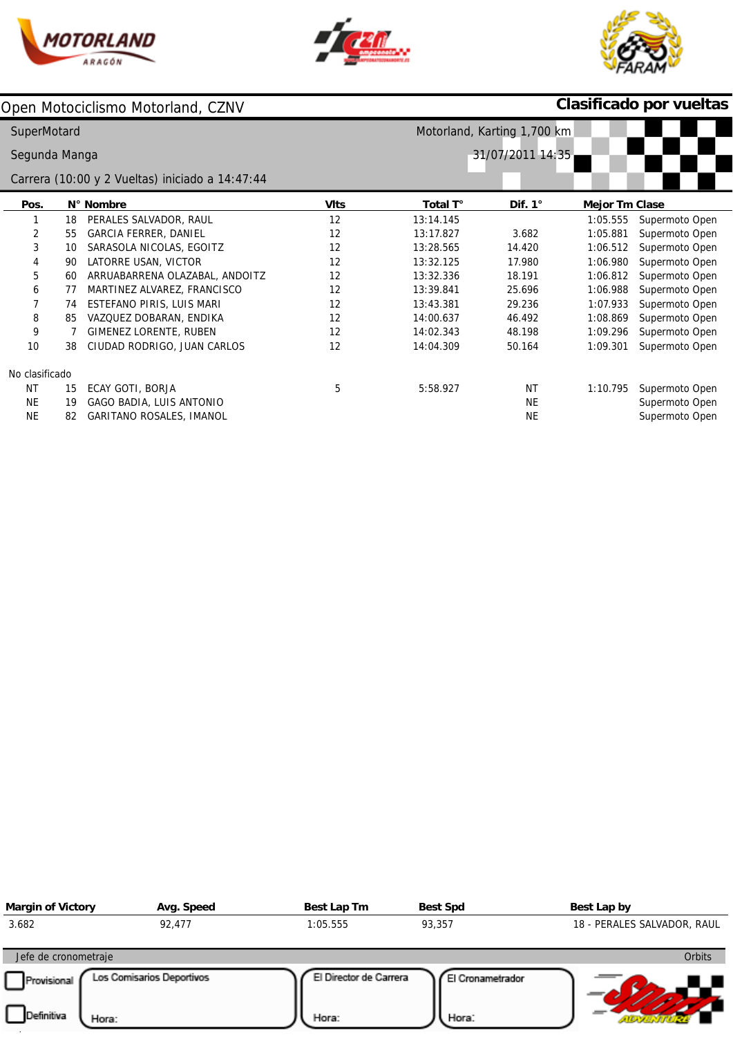# Open Motociclismo Motorland, CZNV

**Clasificado por vueltas**

SuperMotard

Segunda Manga

Carrera (10:00 y 2 Vueltas) iniciado a 14:47:44

Motorland, Karting 1,700 km

31/07/2011 14:35

| Pos. | N° | Nombre | Vlts | Total T° | Dif. 1° | Mejor Tm | Clase |
|---|---|---|---|---|---|---|---|
| 1 | 18 | PERALES SALVADOR, RAUL | 12 | 13:14.145 | | 1:05.555 | Supermoto Open |
| 2 | 55 | GARCIA FERRER, DANIEL | 12 | 13:17.827 | 3.682 | 1:05.881 | Supermoto Open |
| 3 | 10 | SARASOLA NICOLAS, EGOITZ | 12 | 13:28.565 | 14.420 | 1:06.512 | Supermoto Open |
| 4 | 90 | LATORRE USAN, VICTOR | 12 | 13:32.125 | 17.980 | 1:06.980 | Supermoto Open |
| 5 | 60 | ARRUABARRENA OLAZABAL, ANDOITZ | 12 | 13:32.336 | 18.191 | 1:06.812 | Supermoto Open |
| 6 | 77 | MARTINEZ ALVAREZ, FRANCISCO | 12 | 13:39.841 | 25.696 | 1:06.988 | Supermoto Open |
| 7 | 74 | ESTEFANO PIRIS, LUIS MARI | 12 | 13:43.381 | 29.236 | 1:07.933 | Supermoto Open |
| 8 | 85 | VAZQUEZ DOBARAN, ENDIKA | 12 | 14:00.637 | 46.492 | 1:08.869 | Supermoto Open |
| 9 | 7 | GIMENEZ LORENTE, RUBEN | 12 | 14:02.343 | 48.198 | 1:09.296 | Supermoto Open |
| 10 | 38 | CIUDAD RODRIGO, JUAN CARLOS | 12 | 14:04.309 | 50.164 | 1:09.301 | Supermoto Open |

No clasificado

| Pos. | N° | Nombre | Vlts | Total T° | Dif. 1° | Mejor Tm | Clase |
|---|---|---|---|---|---|---|---|
| NT | 15 | ECAY GOTI, BORJA | 5 | 5:58.927 | NT | 1:10.795 | Supermoto Open |
| NE | 19 | GAGO BADIA, LUIS ANTONIO | | | NE | | Supermoto Open |
| NE | 82 | GARITANO ROSALES, IMANOL | | | NE | | Supermoto Open |

| Margin of Victory | Avg. Speed | Best Lap Tm | Best Spd | Best Lap by |
|---|---|---|---|---|
| 3.682 | 92,477 | 1:05.555 | 93,357 | 18 - PERALES SALVADOR, RAUL |

Jefe de cronometraje — Orbits

Provisional

Definitiva

Los Comisarios Deportivos — Hora:

El Director de Carrera — Hora:

El Cronometrador — Hora: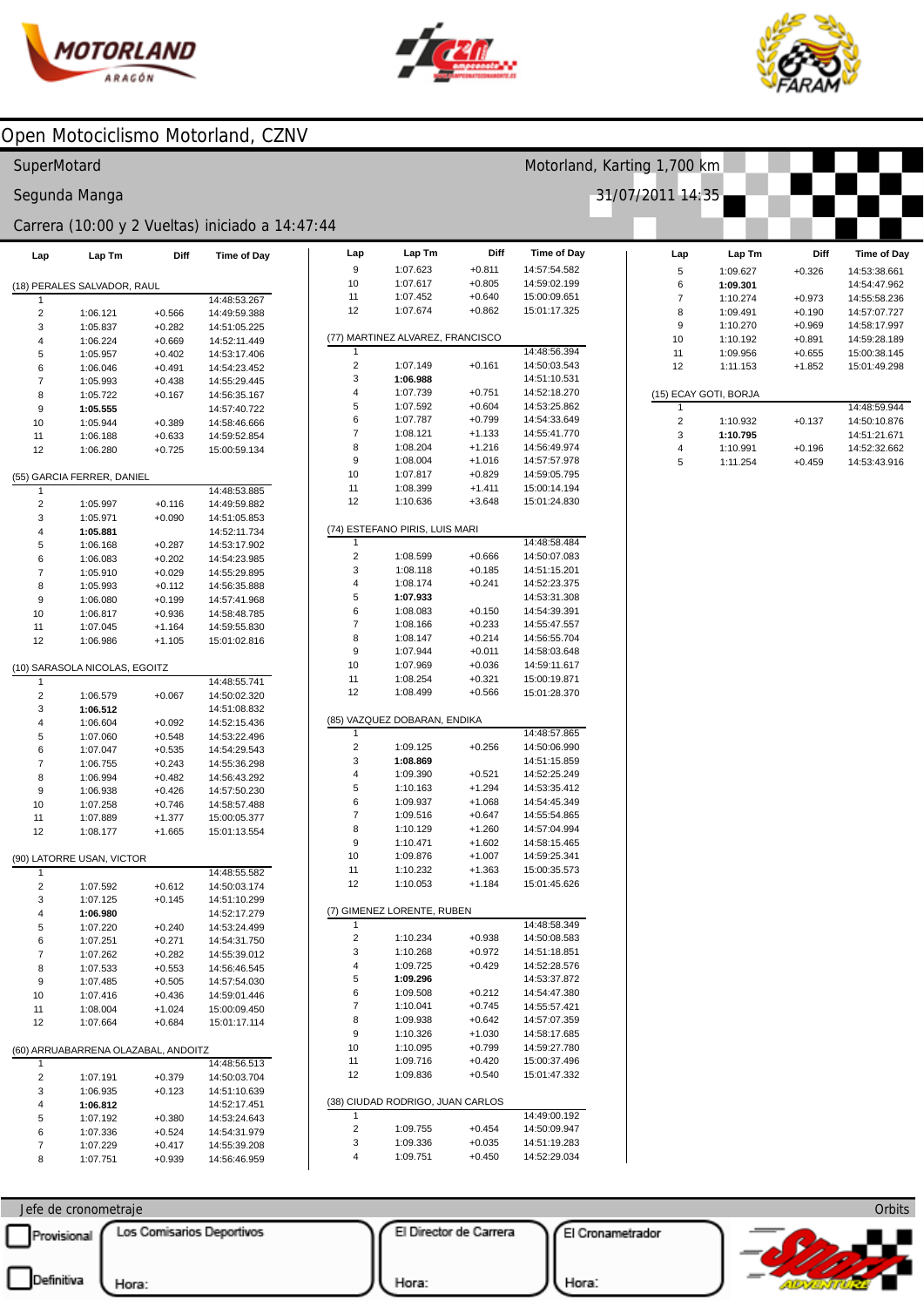# Open Motociclismo Motorland, CZNV

SuperMotard

Motorland, Karting 1,700 km

Segunda Manga

31/07/2011 14:35

Carrera (10:00 y 2 Vueltas) iniciado a 14:47:44

### (18) PERALES SALVADOR, RAUL

| Lap | Lap Tm | Diff | Time of Day |
|---|---|---|---|
| 1 | | | 14:48:53.267 |
| 2 | 1:06.121 | +0.566 | 14:49:59.388 |
| 3 | 1:05.837 | +0.282 | 14:51:05.225 |
| 4 | 1:06.224 | +0.669 | 14:52:11.449 |
| 5 | 1:05.957 | +0.402 | 14:53:17.406 |
| 6 | 1:06.046 | +0.491 | 14:54:23.452 |
| 7 | 1:05.993 | +0.438 | 14:55:29.445 |
| 8 | 1:05.722 | +0.167 | 14:56:35.167 |
| 9 | **1:05.555** | | 14:57:40.722 |
| 10 | 1:05.944 | +0.389 | 14:58:46.666 |
| 11 | 1:06.188 | +0.633 | 14:59:52.854 |
| 12 | 1:06.280 | +0.725 | 15:00:59.134 |

### (55) GARCIA FERRER, DANIEL

| Lap | Lap Tm | Diff | Time of Day |
|---|---|---|---|
| 1 | | | 14:48:53.885 |
| 2 | 1:05.997 | +0.116 | 14:49:59.882 |
| 3 | 1:05.971 | +0.090 | 14:51:05.853 |
| 4 | **1:05.881** | | 14:52:11.734 |
| 5 | 1:06.168 | +0.287 | 14:53:17.902 |
| 6 | 1:06.083 | +0.202 | 14:54:23.985 |
| 7 | 1:05.910 | +0.029 | 14:55:29.895 |
| 8 | 1:05.993 | +0.112 | 14:56:35.888 |
| 9 | 1:06.080 | +0.199 | 14:57:41.968 |
| 10 | 1:06.817 | +0.936 | 14:58:48.785 |
| 11 | 1:07.045 | +1.164 | 14:59:55.830 |
| 12 | 1:06.986 | +1.105 | 15:01:02.816 |

### (10) SARASOLA NICOLAS, EGOITZ

| Lap | Lap Tm | Diff | Time of Day |
|---|---|---|---|
| 1 | | | 14:48:55.741 |
| 2 | 1:06.579 | +0.067 | 14:50:02.320 |
| 3 | **1:06.512** | | 14:51:08.832 |
| 4 | 1:06.604 | +0.092 | 14:52:15.436 |
| 5 | 1:07.060 | +0.548 | 14:53:22.496 |
| 6 | 1:07.047 | +0.535 | 14:54:29.543 |
| 7 | 1:06.755 | +0.243 | 14:55:36.298 |
| 8 | 1:06.994 | +0.482 | 14:56:43.292 |
| 9 | 1:06.938 | +0.426 | 14:57:50.230 |
| 10 | 1:07.258 | +0.746 | 14:58:57.488 |
| 11 | 1:07.889 | +1.377 | 15:00:05.377 |
| 12 | 1:08.177 | +1.665 | 15:01:13.554 |

### (90) LATORRE USAN, VICTOR

| Lap | Lap Tm | Diff | Time of Day |
|---|---|---|---|
| 1 | | | 14:48:55.582 |
| 2 | 1:07.592 | +0.612 | 14:50:03.174 |
| 3 | 1:07.125 | +0.145 | 14:51:10.299 |
| 4 | **1:06.980** | | 14:52:17.279 |
| 5 | 1:07.220 | +0.240 | 14:53:24.499 |
| 6 | 1:07.251 | +0.271 | 14:54:31.750 |
| 7 | 1:07.262 | +0.282 | 14:55:39.012 |
| 8 | 1:07.533 | +0.553 | 14:56:46.545 |
| 9 | 1:07.485 | +0.505 | 14:57:54.030 |
| 10 | 1:07.416 | +0.436 | 14:59:01.446 |
| 11 | 1:08.004 | +1.024 | 15:00:09.450 |
| 12 | 1:07.664 | +0.684 | 15:01:17.114 |

### (60) ARRUABARRENA OLAZABAL, ANDOITZ

| Lap | Lap Tm | Diff | Time of Day |
|---|---|---|---|
| 1 | | | 14:48:56.513 |
| 2 | 1:07.191 | +0.379 | 14:50:03.704 |
| 3 | 1:06.935 | +0.123 | 14:51:10.639 |
| 4 | **1:06.812** | | 14:52:17.451 |
| 5 | 1:07.192 | +0.380 | 14:53:24.643 |
| 6 | 1:07.336 | +0.524 | 14:54:31.979 |
| 7 | 1:07.229 | +0.417 | 14:55:39.208 |
| 8 | 1:07.751 | +0.939 | 14:56:46.959 |
| 9 | 1:07.623 | +0.811 | 14:57:54.582 |
| 10 | 1:07.617 | +0.805 | 14:59:02.199 |
| 11 | 1:07.452 | +0.640 | 15:00:09.651 |
| 12 | 1:07.674 | +0.862 | 15:01:17.325 |

### (77) MARTINEZ ALVAREZ, FRANCISCO

| Lap | Lap Tm | Diff | Time of Day |
|---|---|---|---|
| 1 | | | 14:48:56.394 |
| 2 | 1:07.149 | +0.161 | 14:50:03.543 |
| 3 | **1:06.988** | | 14:51:10.531 |
| 4 | 1:07.739 | +0.751 | 14:52:18.270 |
| 5 | 1:07.592 | +0.604 | 14:53:25.862 |
| 6 | 1:07.787 | +0.799 | 14:54:33.649 |
| 7 | 1:08.121 | +1.133 | 14:55:41.770 |
| 8 | 1:08.204 | +1.216 | 14:56:49.974 |
| 9 | 1:08.004 | +1.016 | 14:57:57.978 |
| 10 | 1:07.817 | +0.829 | 14:59:05.795 |
| 11 | 1:08.399 | +1.411 | 15:00:14.194 |
| 12 | 1:10.636 | +3.648 | 15:01:24.830 |

### (74) ESTEFANO PIRIS, LUIS MARI

| Lap | Lap Tm | Diff | Time of Day |
|---|---|---|---|
| 1 | | | 14:48:58.484 |
| 2 | 1:08.599 | +0.666 | 14:50:07.083 |
| 3 | 1:08.118 | +0.185 | 14:51:15.201 |
| 4 | 1:08.174 | +0.241 | 14:52:23.375 |
| 5 | **1:07.933** | | 14:53:31.308 |
| 6 | 1:08.083 | +0.150 | 14:54:39.391 |
| 7 | 1:08.166 | +0.233 | 14:55:47.557 |
| 8 | 1:08.147 | +0.214 | 14:56:55.704 |
| 9 | 1:07.944 | +0.011 | 14:58:03.648 |
| 10 | 1:07.969 | +0.036 | 14:59:11.617 |
| 11 | 1:08.254 | +0.321 | 15:00:19.871 |
| 12 | 1:08.499 | +0.566 | 15:01:28.370 |

### (85) VAZQUEZ DOBARAN, ENDIKA

| Lap | Lap Tm | Diff | Time of Day |
|---|---|---|---|
| 1 | | | 14:48:57.865 |
| 2 | 1:09.125 | +0.256 | 14:50:06.990 |
| 3 | **1:08.869** | | 14:51:15.859 |
| 4 | 1:09.390 | +0.521 | 14:52:25.249 |
| 5 | 1:10.163 | +1.294 | 14:53:35.412 |
| 6 | 1:09.937 | +1.068 | 14:54:45.349 |
| 7 | 1:09.516 | +0.647 | 14:55:54.865 |
| 8 | 1:10.129 | +1.260 | 14:57:04.994 |
| 9 | 1:10.471 | +1.602 | 14:58:15.465 |
| 10 | 1:09.876 | +1.007 | 14:59:25.341 |
| 11 | 1:10.232 | +1.363 | 15:00:35.573 |
| 12 | 1:10.053 | +1.184 | 15:01:45.626 |

### (7) GIMENEZ LORENTE, RUBEN

| Lap | Lap Tm | Diff | Time of Day |
|---|---|---|---|
| 1 | | | 14:48:58.349 |
| 2 | 1:10.234 | +0.938 | 14:50:08.583 |
| 3 | 1:10.268 | +0.972 | 14:51:18.851 |
| 4 | 1:09.725 | +0.429 | 14:52:28.576 |
| 5 | **1:09.296** | | 14:53:37.872 |
| 6 | 1:09.508 | +0.212 | 14:54:47.380 |
| 7 | 1:10.041 | +0.745 | 14:55:57.421 |
| 8 | 1:09.938 | +0.642 | 14:57:07.359 |
| 9 | 1:10.326 | +1.030 | 14:58:17.685 |
| 10 | 1:10.095 | +0.799 | 14:59:27.780 |
| 11 | 1:09.716 | +0.420 | 15:00:37.496 |
| 12 | 1:09.836 | +0.540 | 15:01:47.332 |

### (38) CIUDAD RODRIGO, JUAN CARLOS

| Lap | Lap Tm | Diff | Time of Day |
|---|---|---|---|
| 1 | | | 14:49:00.192 |
| 2 | 1:09.755 | +0.454 | 14:50:09.947 |
| 3 | 1:09.336 | +0.035 | 14:51:19.283 |
| 4 | 1:09.751 | +0.450 | 14:52:29.034 |
| 5 | 1:09.627 | +0.326 | 14:53:38.661 |
| 6 | **1:09.301** | | 14:54:47.962 |
| 7 | 1:10.274 | +0.973 | 14:55:58.236 |
| 8 | 1:09.491 | +0.190 | 14:57:07.727 |
| 9 | 1:10.270 | +0.969 | 14:58:17.997 |
| 10 | 1:10.192 | +0.891 | 14:59:28.189 |
| 11 | 1:09.956 | +0.655 | 15:00:38.145 |
| 12 | 1:11.153 | +1.852 | 15:01:49.298 |

### (15) ECAY GOTI, BORJA

| Lap | Lap Tm | Diff | Time of Day |
|---|---|---|---|
| 1 | | | 14:48:59.944 |
| 2 | 1:10.932 | +0.137 | 14:50:10.876 |
| 3 | **1:10.795** | | 14:51:21.671 |
| 4 | 1:10.991 | +0.196 | 14:52:32.662 |
| 5 | 1:11.254 | +0.459 | 14:53:43.916 |

Jefe de cronometraje — Orbits

Provisional | Definitiva

Los Comisarios Deportivos — Hora:

El Director de Carrera — Hora:

El Cronometrador — Hora: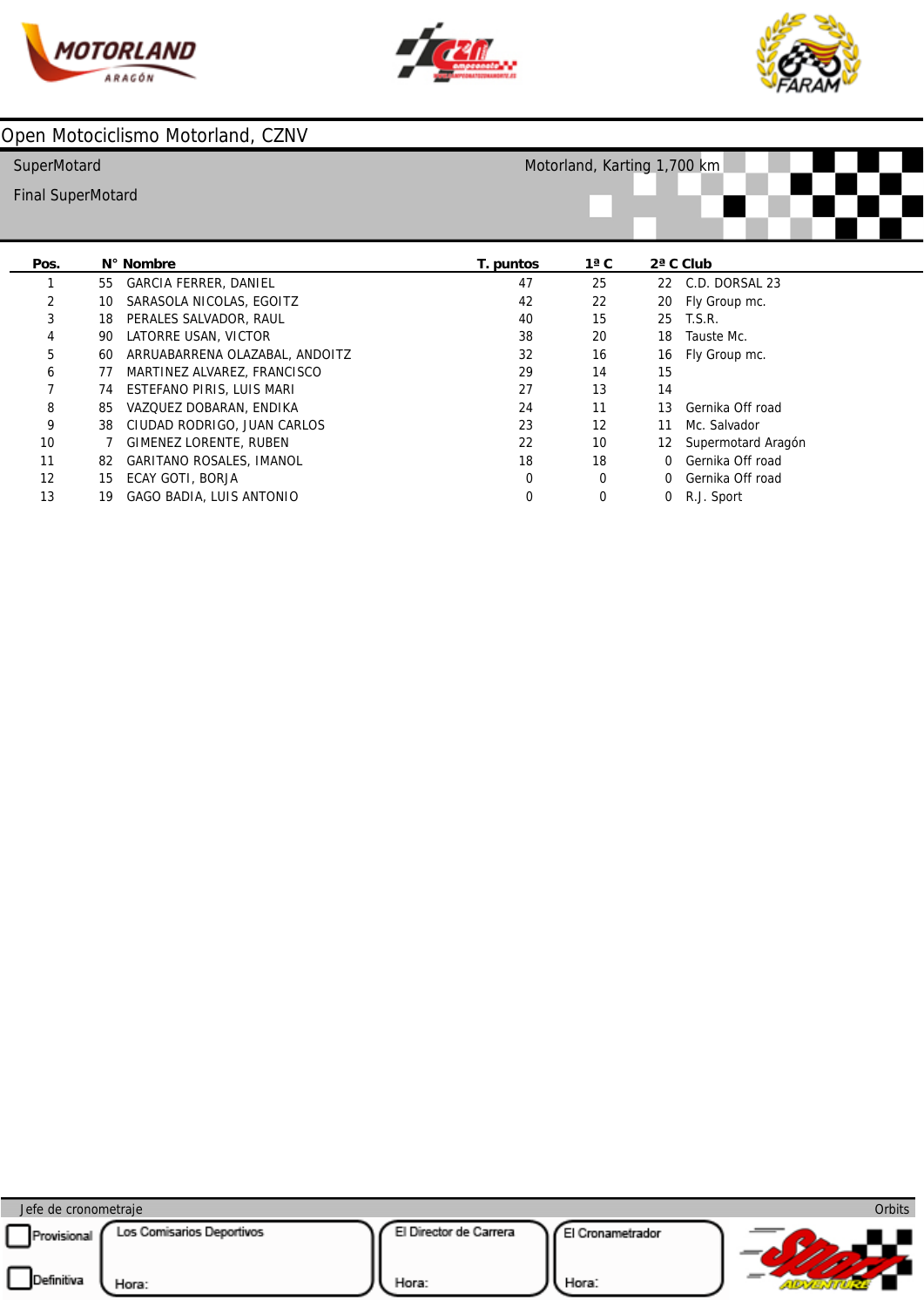# Open Motociclismo Motorland, CZNV

SuperMotard

Motorland, Karting 1,700 km

Final SuperMotard

| Pos. | N° | Nombre | T. puntos | 1ª C | 2ª C | Club |
|---|---|---|---|---|---|---|
| 1 | 55 | GARCIA FERRER, DANIEL | 47 | 25 | 22 | C.D. DORSAL 23 |
| 2 | 10 | SARASOLA NICOLAS, EGOITZ | 42 | 22 | 20 | Fly Group mc. |
| 3 | 18 | PERALES SALVADOR, RAUL | 40 | 15 | 25 | T.S.R. |
| 4 | 90 | LATORRE USAN, VICTOR | 38 | 20 | 18 | Tauste Mc. |
| 5 | 60 | ARRUABARRENA OLAZABAL, ANDOITZ | 32 | 16 | 16 | Fly Group mc. |
| 6 | 77 | MARTINEZ ALVAREZ, FRANCISCO | 29 | 14 | 15 | |
| 7 | 74 | ESTEFANO PIRIS, LUIS MARI | 27 | 13 | 14 | |
| 8 | 85 | VAZQUEZ DOBARAN, ENDIKA | 24 | 11 | 13 | Gernika Off road |
| 9 | 38 | CIUDAD RODRIGO, JUAN CARLOS | 23 | 12 | 11 | Mc. Salvador |
| 10 | 7 | GIMENEZ LORENTE, RUBEN | 22 | 10 | 12 | Supermotard Aragón |
| 11 | 82 | GARITANO ROSALES, IMANOL | 18 | 18 | 0 | Gernika Off road |
| 12 | 15 | ECAY GOTI, BORJA | 0 | 0 | 0 | Gernika Off road |
| 13 | 19 | GAGO BADIA, LUIS ANTONIO | 0 | 0 | 0 | R.J. Sport |

Jefe de cronometraje

Orbits

Provisional

Definitiva

Los Comisarios Deportivos

Hora:

El Director de Carrera

Hora:

El Cronometrador

Hora: